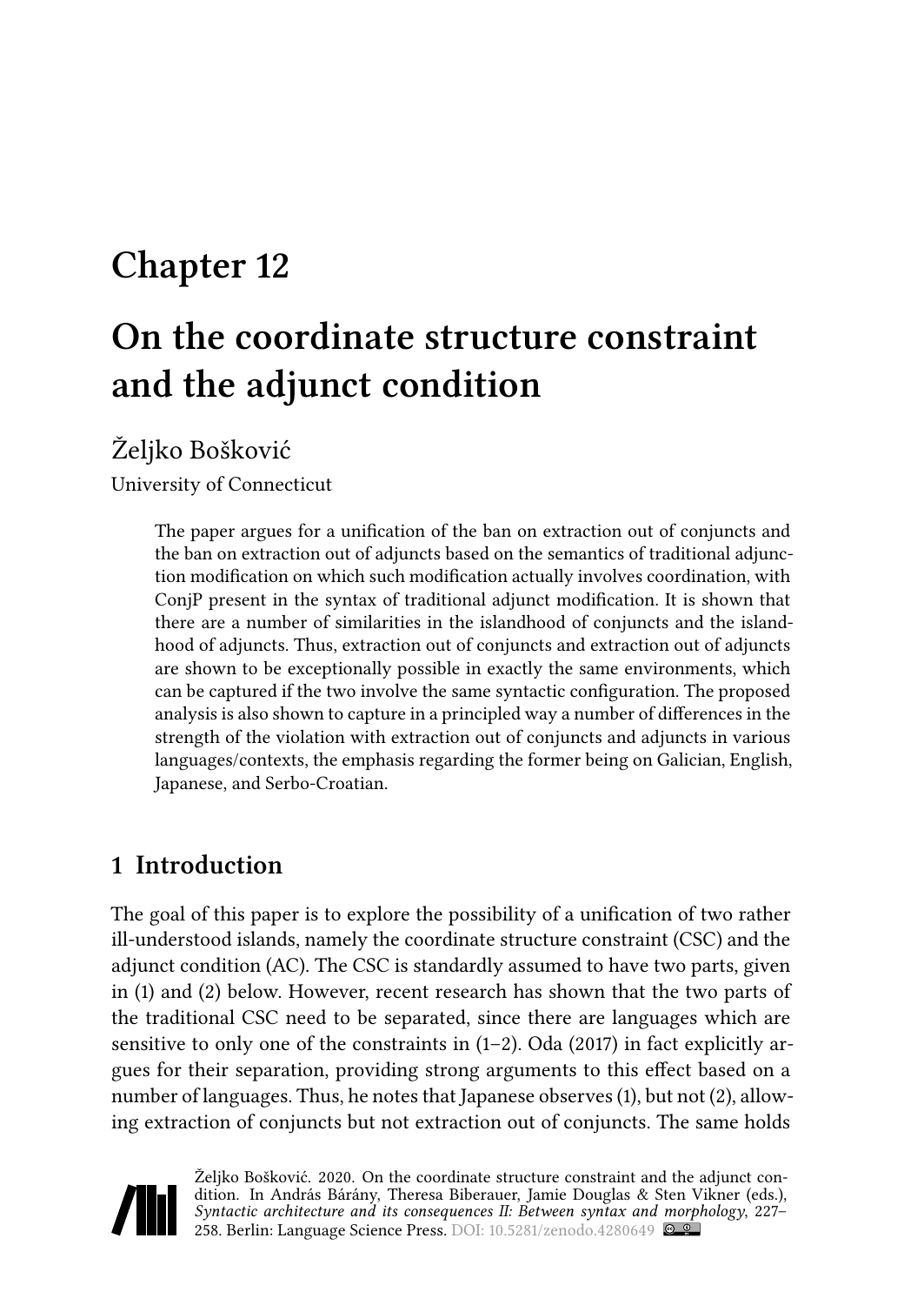# Chapter 12

# On the coordinate structure constraint and the adjunct condition

Željko Bošković

University of Connecticut

> The paper argues for a unification of the ban on extraction out of conjuncts and the ban on extraction out of adjuncts based on the semantics of traditional adjunction modification on which such modification actually involves coordination, with ConjP present in the syntax of traditional adjunct modification. It is shown that there are a number of similarities in the islandhood of conjuncts and the islandhood of adjuncts. Thus, extraction out of conjuncts and extraction out of adjuncts are shown to be exceptionally possible in exactly the same environments, which can be captured if the two involve the same syntactic configuration. The proposed analysis is also shown to capture in a principled way a number of differences in the strength of the violation with extraction out of conjuncts and adjuncts in various languages/contexts, the emphasis regarding the former being on Galician, English, Japanese, and Serbo-Croatian.

## 1 Introduction

The goal of this paper is to explore the possibility of a unification of two rather ill-understood islands, namely the coordinate structure constraint (CSC) and the adjunct condition (AC). The CSC is standardly assumed to have two parts, given in (1) and (2) below. However, recent research has shown that the two parts of the traditional CSC need to be separated, since there are languages which are sensitive to only one of the constraints in (1–2). Oda (2017) in fact explicitly argues for their separation, providing strong arguments to this effect based on a number of languages. Thus, he notes that Japanese observes (1), but not (2), allowing extraction of conjuncts but not extraction out of conjuncts. The same holds

Željko Bošković. 2020. On the coordinate structure constraint and the adjunct condition. In András Bárány, Theresa Biberauer, Jamie Douglas & Sten Vikner (eds.), *Syntactic architecture and its consequences II: Between syntax and morphology*, 227–258. Berlin: Language Science Press. DOI: 10.5281/zenodo.4280649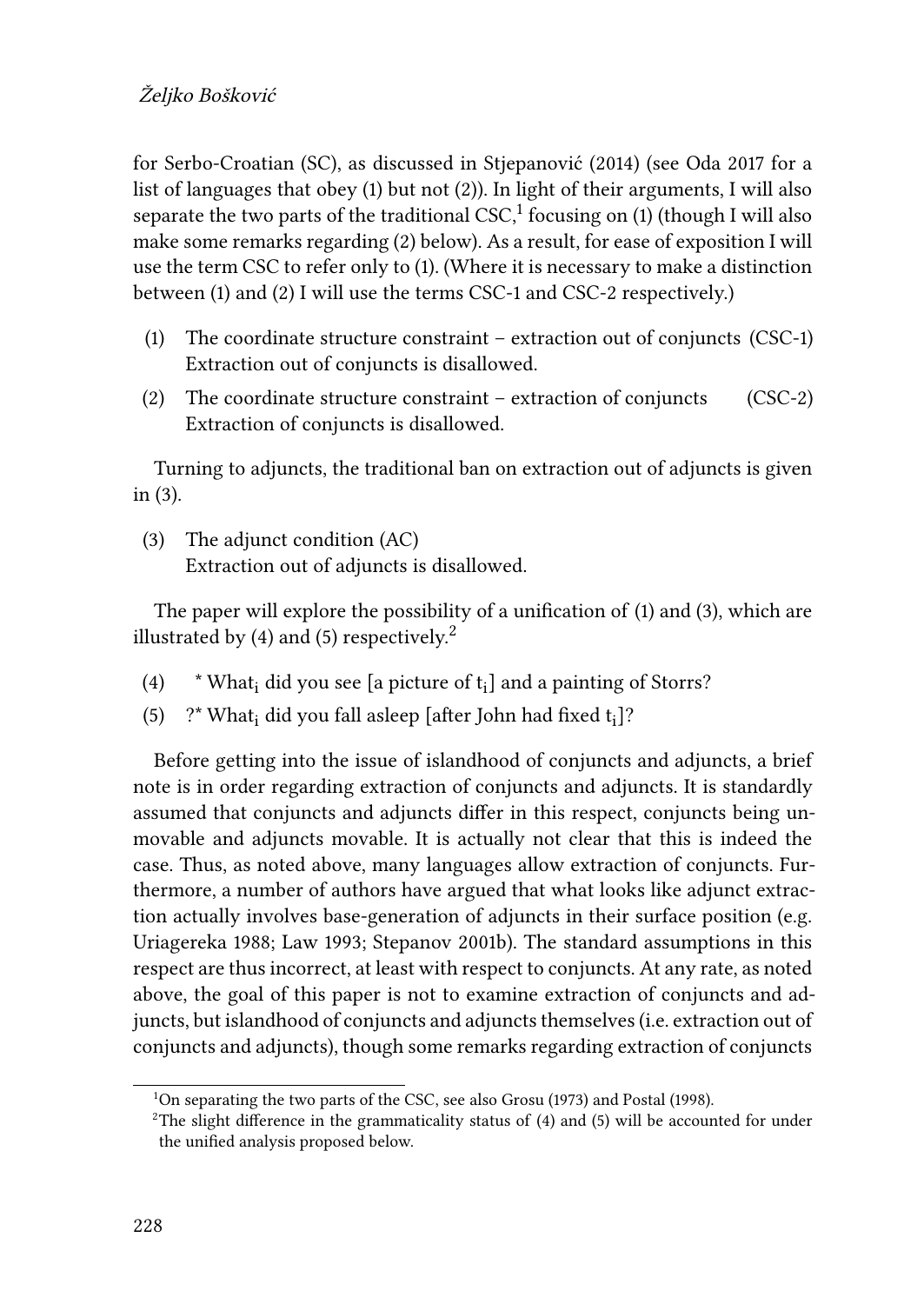for Serbo-Croatian (SC), as discussed in Stjepanović (2014) (see Oda 2017 for a list of languages that obey (1) but not (2)). In light of their arguments, I will also separate the two parts of the traditional CSC,[1] focusing on (1) (though I will also make some remarks regarding (2) below). As a result, for ease of exposition I will use the term CSC to refer only to (1). (Where it is necessary to make a distinction between (1) and (2) I will use the terms CSC-1 and CSC-2 respectively.)

(1) The coordinate structure constraint – extraction out of conjuncts (CSC-1)
Extraction out of conjuncts is disallowed.

(2) The coordinate structure constraint – extraction of conjuncts (CSC-2)
Extraction of conjuncts is disallowed.

Turning to adjuncts, the traditional ban on extraction out of adjuncts is given in (3).

(3) The adjunct condition (AC)
Extraction out of adjuncts is disallowed.

The paper will explore the possibility of a unification of (1) and (3), which are illustrated by (4) and (5) respectively.[2]

(4) * What$_i$ did you see [a picture of t$_i$] and a painting of Storrs?

(5) ?* What$_i$ did you fall asleep [after John had fixed t$_i$]?

Before getting into the issue of islandhood of conjuncts and adjuncts, a brief note is in order regarding extraction of conjuncts and adjuncts. It is standardly assumed that conjuncts and adjuncts differ in this respect, conjuncts being unmovable and adjuncts movable. It is actually not clear that this is indeed the case. Thus, as noted above, many languages allow extraction of conjuncts. Furthermore, a number of authors have argued that what looks like adjunct extraction actually involves base-generation of adjuncts in their surface position (e.g. Uriagereka 1988; Law 1993; Stepanov 2001b). The standard assumptions in this respect are thus incorrect, at least with respect to conjuncts. At any rate, as noted above, the goal of this paper is not to examine extraction of conjuncts and adjuncts, but islandhood of conjuncts and adjuncts themselves (i.e. extraction out of conjuncts and adjuncts), though some remarks regarding extraction of conjuncts

[1] On separating the two parts of the CSC, see also Grosu (1973) and Postal (1998).

[2] The slight difference in the grammaticality status of (4) and (5) will be accounted for under the unified analysis proposed below.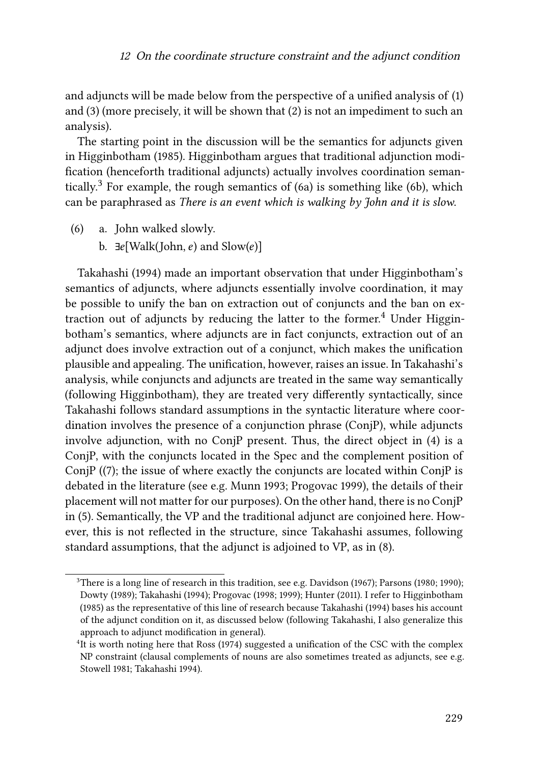and adjuncts will be made below from the perspective of a unified analysis of (1) and (3) (more precisely, it will be shown that (2) is not an impediment to such an analysis).

The starting point in the discussion will be the semantics for adjuncts given in Higginbotham (1985). Higginbotham argues that traditional adjunction modification (henceforth traditional adjuncts) actually involves coordination semantically.[3] For example, the rough semantics of (6a) is something like (6b), which can be paraphrased as *There is an event which is walking by John and it is slow*.

(6) a. John walked slowly.
    b. ∃*e*[Walk(John, *e*) and Slow(*e*)]

Takahashi (1994) made an important observation that under Higginbotham's semantics of adjuncts, where adjuncts essentially involve coordination, it may be possible to unify the ban on extraction out of conjuncts and the ban on extraction out of adjuncts by reducing the latter to the former.[4] Under Higginbotham's semantics, where adjuncts are in fact conjuncts, extraction out of an adjunct does involve extraction out of a conjunct, which makes the unification plausible and appealing. The unification, however, raises an issue. In Takahashi's analysis, while conjuncts and adjuncts are treated in the same way semantically (following Higginbotham), they are treated very differently syntactically, since Takahashi follows standard assumptions in the syntactic literature where coordination involves the presence of a conjunction phrase (ConjP), while adjuncts involve adjunction, with no ConjP present. Thus, the direct object in (4) is a ConjP, with the conjuncts located in the Spec and the complement position of ConjP ((7); the issue of where exactly the conjuncts are located within ConjP is debated in the literature (see e.g. Munn 1993; Progovac 1999), the details of their placement will not matter for our purposes). On the other hand, there is no ConjP in (5). Semantically, the VP and the traditional adjunct are conjoined here. However, this is not reflected in the structure, since Takahashi assumes, following standard assumptions, that the adjunct is adjoined to VP, as in (8).

---

[3] There is a long line of research in this tradition, see e.g. Davidson (1967); Parsons (1980; 1990); Dowty (1989); Takahashi (1994); Progovac (1998; 1999); Hunter (2011). I refer to Higginbotham (1985) as the representative of this line of research because Takahashi (1994) bases his account of the adjunct condition on it, as discussed below (following Takahashi, I also generalize this approach to adjunct modification in general).

[4] It is worth noting here that Ross (1974) suggested a unification of the CSC with the complex NP constraint (clausal complements of nouns are also sometimes treated as adjuncts, see e.g. Stowell 1981; Takahashi 1994).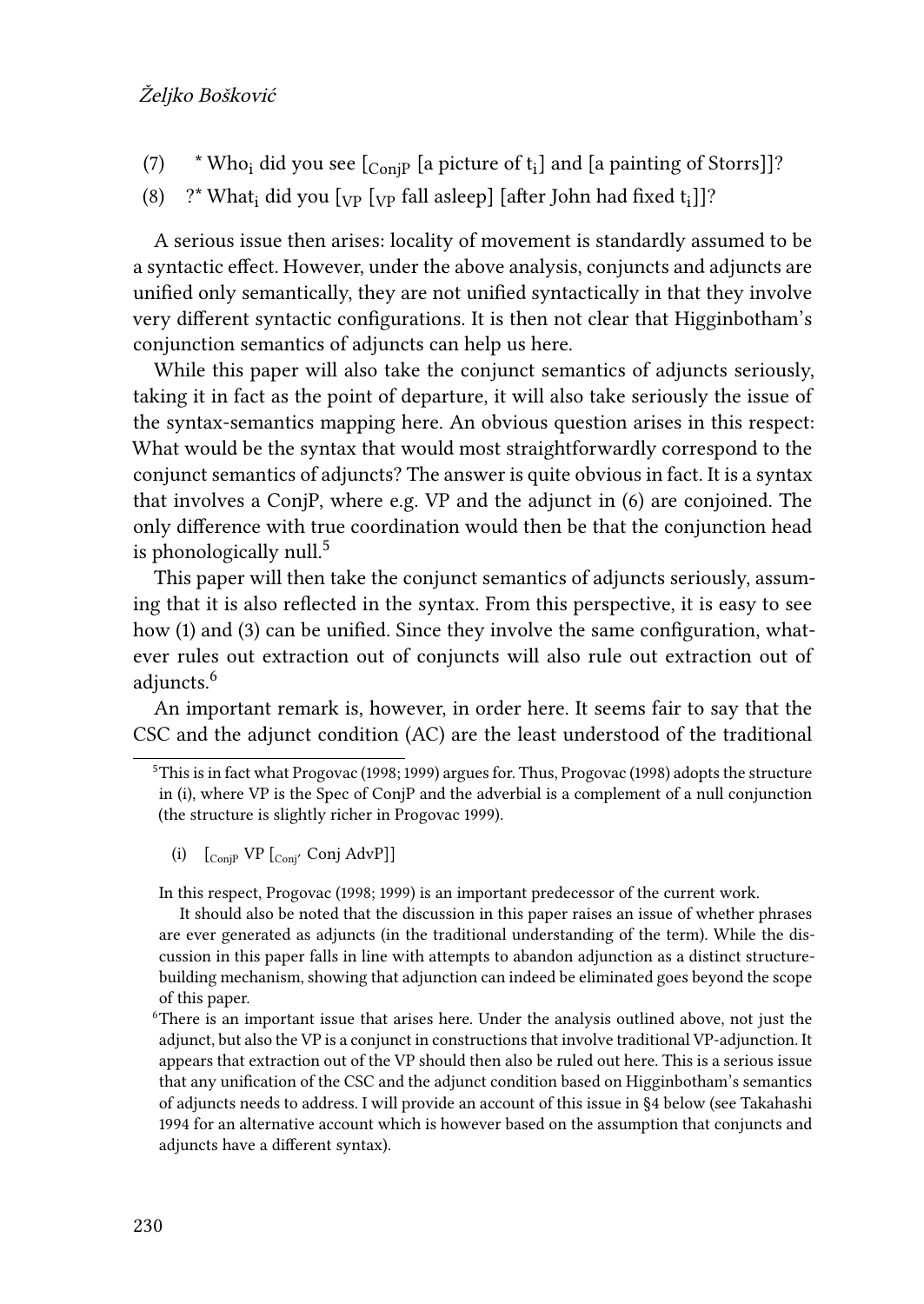(7) * Who$_i$ did you see [$_{ConjP}$ [a picture of t$_i$] and [a painting of Storrs]]?

(8) ?* What$_i$ did you [$_{VP}$ [$_{VP}$ fall asleep] [after John had fixed t$_i$]]?

A serious issue then arises: locality of movement is standardly assumed to be a syntactic effect. However, under the above analysis, conjuncts and adjuncts are unified only semantically, they are not unified syntactically in that they involve very different syntactic configurations. It is then not clear that Higginbotham's conjunction semantics of adjuncts can help us here.

While this paper will also take the conjunct semantics of adjuncts seriously, taking it in fact as the point of departure, it will also take seriously the issue of the syntax-semantics mapping here. An obvious question arises in this respect: What would be the syntax that would most straightforwardly correspond to the conjunct semantics of adjuncts? The answer is quite obvious in fact. It is a syntax that involves a ConjP, where e.g. VP and the adjunct in (6) are conjoined. The only difference with true coordination would then be that the conjunction head is phonologically null.[5]

This paper will then take the conjunct semantics of adjuncts seriously, assuming that it is also reflected in the syntax. From this perspective, it is easy to see how (1) and (3) can be unified. Since they involve the same configuration, whatever rules out extraction out of conjuncts will also rule out extraction out of adjuncts.[6]

An important remark is, however, in order here. It seems fair to say that the CSC and the adjunct condition (AC) are the least understood of the traditional

---

[5] This is in fact what Progovac (1998; 1999) argues for. Thus, Progovac (1998) adopts the structure in (i), where VP is the Spec of ConjP and the adverbial is a complement of a null conjunction (the structure is slightly richer in Progovac 1999).

(i) [$_{ConjP}$ VP [$_{Conj'}$ Conj AdvP]]

In this respect, Progovac (1998; 1999) is an important predecessor of the current work.

It should also be noted that the discussion in this paper raises an issue of whether phrases are ever generated as adjuncts (in the traditional understanding of the term). While the discussion in this paper falls in line with attempts to abandon adjunction as a distinct structure-building mechanism, showing that adjunction can indeed be eliminated goes beyond the scope of this paper.

[6] There is an important issue that arises here. Under the analysis outlined above, not just the adjunct, but also the VP is a conjunct in constructions that involve traditional VP-adjunction. It appears that extraction out of the VP should then also be ruled out here. This is a serious issue that any unification of the CSC and the adjunct condition based on Higginbotham's semantics of adjuncts needs to address. I will provide an account of this issue in §4 below (see Takahashi 1994 for an alternative account which is however based on the assumption that conjuncts and adjuncts have a different syntax).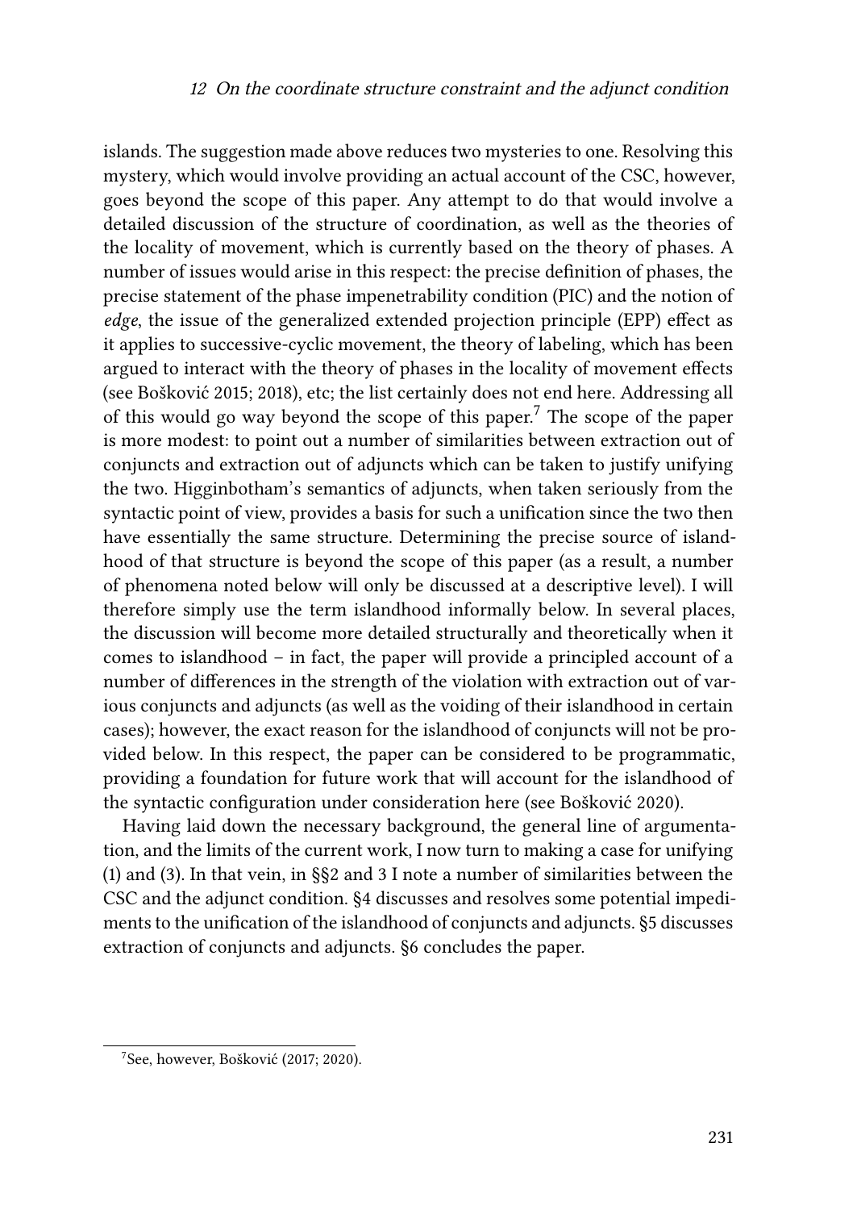islands. The suggestion made above reduces two mysteries to one. Resolving this mystery, which would involve providing an actual account of the CSC, however, goes beyond the scope of this paper. Any attempt to do that would involve a detailed discussion of the structure of coordination, as well as the theories of the locality of movement, which is currently based on the theory of phases. A number of issues would arise in this respect: the precise definition of phases, the precise statement of the phase impenetrability condition (PIC) and the notion of *edge*, the issue of the generalized extended projection principle (EPP) effect as it applies to successive-cyclic movement, the theory of labeling, which has been argued to interact with the theory of phases in the locality of movement effects (see Bošković 2015; 2018), etc; the list certainly does not end here. Addressing all of this would go way beyond the scope of this paper.[7] The scope of the paper is more modest: to point out a number of similarities between extraction out of conjuncts and extraction out of adjuncts which can be taken to justify unifying the two. Higginbotham's semantics of adjuncts, when taken seriously from the syntactic point of view, provides a basis for such a unification since the two then have essentially the same structure. Determining the precise source of islandhood of that structure is beyond the scope of this paper (as a result, a number of phenomena noted below will only be discussed at a descriptive level). I will therefore simply use the term islandhood informally below. In several places, the discussion will become more detailed structurally and theoretically when it comes to islandhood – in fact, the paper will provide a principled account of a number of differences in the strength of the violation with extraction out of various conjuncts and adjuncts (as well as the voiding of their islandhood in certain cases); however, the exact reason for the islandhood of conjuncts will not be provided below. In this respect, the paper can be considered to be programmatic, providing a foundation for future work that will account for the islandhood of the syntactic configuration under consideration here (see Bošković 2020).

Having laid down the necessary background, the general line of argumentation, and the limits of the current work, I now turn to making a case for unifying (1) and (3). In that vein, in §§2 and 3 I note a number of similarities between the CSC and the adjunct condition. §4 discusses and resolves some potential impediments to the unification of the islandhood of conjuncts and adjuncts. §5 discusses extraction of conjuncts and adjuncts. §6 concludes the paper.

[7] See, however, Bošković (2017; 2020).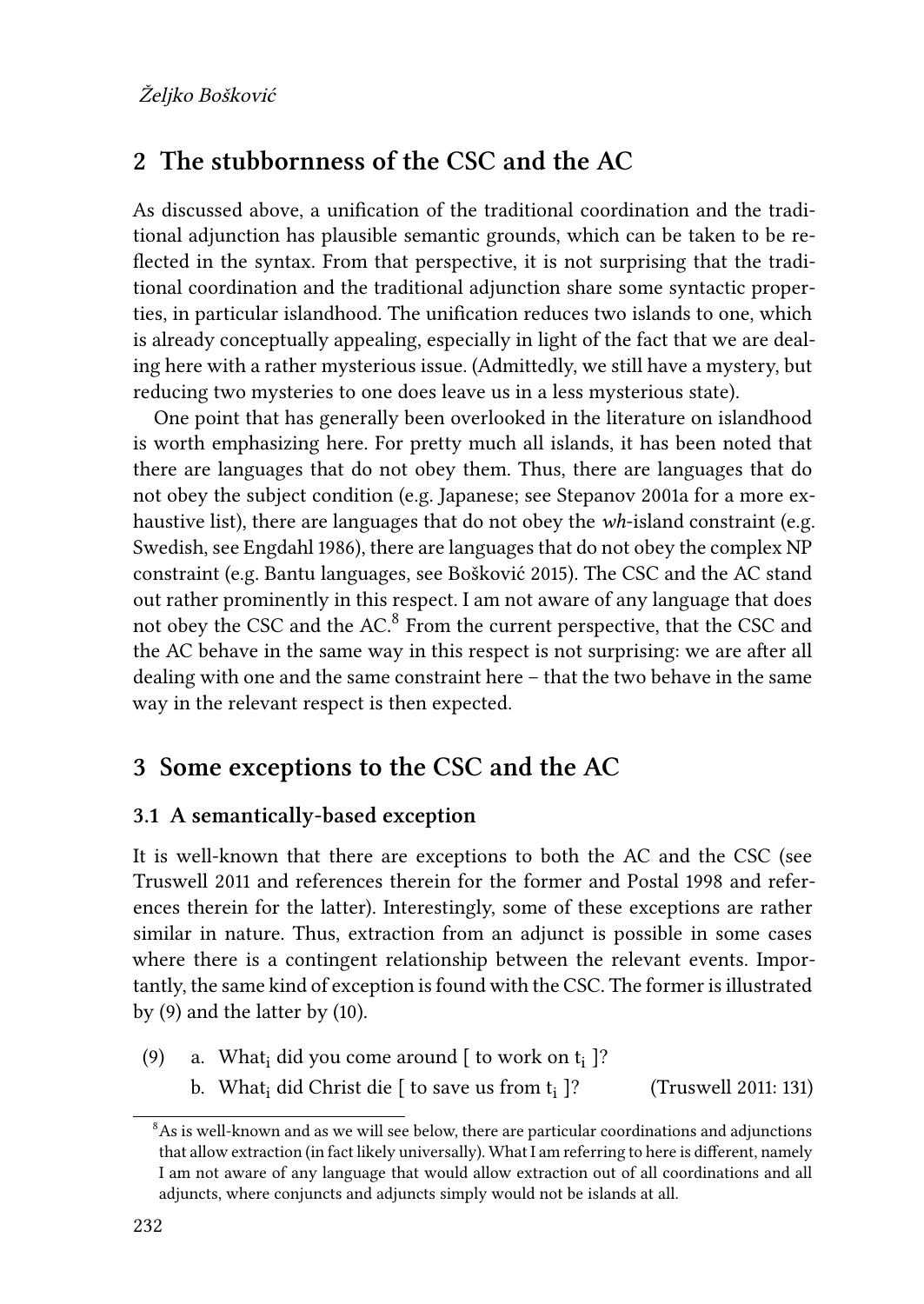## 2 The stubbornness of the CSC and the AC

As discussed above, a unification of the traditional coordination and the traditional adjunction has plausible semantic grounds, which can be taken to be reflected in the syntax. From that perspective, it is not surprising that the traditional coordination and the traditional adjunction share some syntactic properties, in particular islandhood. The unification reduces two islands to one, which is already conceptually appealing, especially in light of the fact that we are dealing here with a rather mysterious issue. (Admittedly, we still have a mystery, but reducing two mysteries to one does leave us in a less mysterious state).

One point that has generally been overlooked in the literature on islandhood is worth emphasizing here. For pretty much all islands, it has been noted that there are languages that do not obey them. Thus, there are languages that do not obey the subject condition (e.g. Japanese; see Stepanov 2001a for a more exhaustive list), there are languages that do not obey the *wh*-island constraint (e.g. Swedish, see Engdahl 1986), there are languages that do not obey the complex NP constraint (e.g. Bantu languages, see Bošković 2015). The CSC and the AC stand out rather prominently in this respect. I am not aware of any language that does not obey the CSC and the AC.[8] From the current perspective, that the CSC and the AC behave in the same way in this respect is not surprising: we are after all dealing with one and the same constraint here – that the two behave in the same way in the relevant respect is then expected.

## 3 Some exceptions to the CSC and the AC

### 3.1 A semantically-based exception

It is well-known that there are exceptions to both the AC and the CSC (see Truswell 2011 and references therein for the former and Postal 1998 and references therein for the latter). Interestingly, some of these exceptions are rather similar in nature. Thus, extraction from an adjunct is possible in some cases where there is a contingent relationship between the relevant events. Importantly, the same kind of exception is found with the CSC. The former is illustrated by (9) and the latter by (10).

(9) a. What$_i$ did you come around [ to work on t$_i$ ]?

b. What$_i$ did Christ die [ to save us from t$_i$ ]? (Truswell 2011: 131)

[8] As is well-known and as we will see below, there are particular coordinations and adjunctions that allow extraction (in fact likely universally). What I am referring to here is different, namely I am not aware of any language that would allow extraction out of all coordinations and all adjuncts, where conjuncts and adjuncts simply would not be islands at all.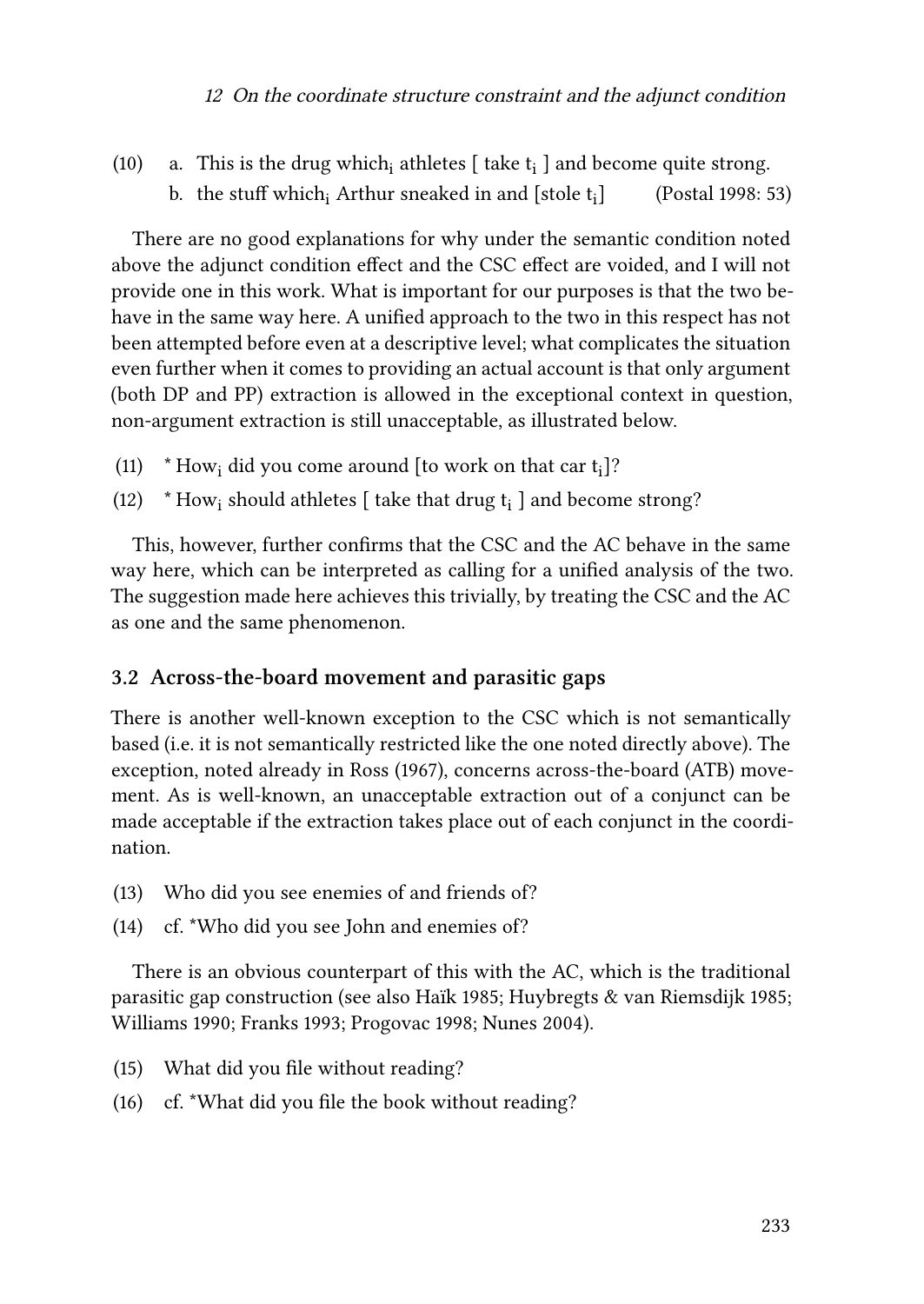(10) a. This is the drug which$_i$ athletes [ take $t_i$ ] and become quite strong.

b. the stuff which$_i$ Arthur sneaked in and [stole $t_i$] (Postal 1998: 53)

There are no good explanations for why under the semantic condition noted above the adjunct condition effect and the CSC effect are voided, and I will not provide one in this work. What is important for our purposes is that the two behave in the same way here. A unified approach to the two in this respect has not been attempted before even at a descriptive level; what complicates the situation even further when it comes to providing an actual account is that only argument (both DP and PP) extraction is allowed in the exceptional context in question, non-argument extraction is still unacceptable, as illustrated below.

(11) * How$_i$ did you come around [to work on that car $t_i$]?

(12) * How$_i$ should athletes [ take that drug $t_i$ ] and become strong?

This, however, further confirms that the CSC and the AC behave in the same way here, which can be interpreted as calling for a unified analysis of the two. The suggestion made here achieves this trivially, by treating the CSC and the AC as one and the same phenomenon.

### 3.2 Across-the-board movement and parasitic gaps

There is another well-known exception to the CSC which is not semantically based (i.e. it is not semantically restricted like the one noted directly above). The exception, noted already in Ross (1967), concerns across-the-board (ATB) movement. As is well-known, an unacceptable extraction out of a conjunct can be made acceptable if the extraction takes place out of each conjunct in the coordination.

(13) Who did you see enemies of and friends of?

(14) cf. *Who did you see John and enemies of?

There is an obvious counterpart of this with the AC, which is the traditional parasitic gap construction (see also Haïk 1985; Huybregts & van Riemsdijk 1985; Williams 1990; Franks 1993; Progovac 1998; Nunes 2004).

(15) What did you file without reading?

(16) cf. *What did you file the book without reading?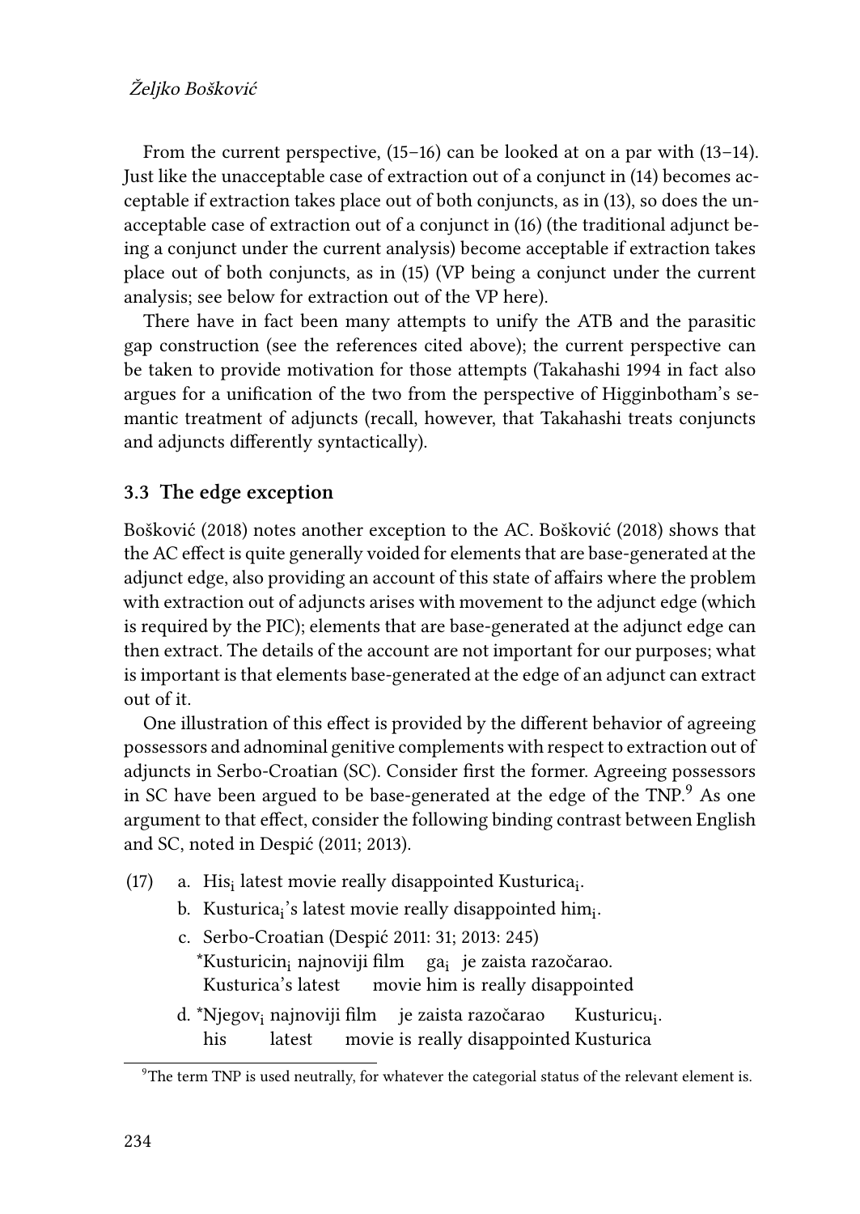From the current perspective, (15–16) can be looked at on a par with (13–14). Just like the unacceptable case of extraction out of a conjunct in (14) becomes acceptable if extraction takes place out of both conjuncts, as in (13), so does the unacceptable case of extraction out of a conjunct in (16) (the traditional adjunct being a conjunct under the current analysis) become acceptable if extraction takes place out of both conjuncts, as in (15) (VP being a conjunct under the current analysis; see below for extraction out of the VP here).

There have in fact been many attempts to unify the ATB and the parasitic gap construction (see the references cited above); the current perspective can be taken to provide motivation for those attempts (Takahashi 1994 in fact also argues for a unification of the two from the perspective of Higginbotham's semantic treatment of adjuncts (recall, however, that Takahashi treats conjuncts and adjuncts differently syntactically).

### 3.3 The edge exception

Bošković (2018) notes another exception to the AC. Bošković (2018) shows that the AC effect is quite generally voided for elements that are base-generated at the adjunct edge, also providing an account of this state of affairs where the problem with extraction out of adjuncts arises with movement to the adjunct edge (which is required by the PIC); elements that are base-generated at the adjunct edge can then extract. The details of the account are not important for our purposes; what is important is that elements base-generated at the edge of an adjunct can extract out of it.

One illustration of this effect is provided by the different behavior of agreeing possessors and adnominal genitive complements with respect to extraction out of adjuncts in Serbo-Croatian (SC). Consider first the former. Agreeing possessors in SC have been argued to be base-generated at the edge of the TNP.[9] As one argument to that effect, consider the following binding contrast between English and SC, noted in Despić (2011; 2013).

(17)
a. His$_i$ latest movie really disappointed Kusturica$_i$.

b. Kusturica$_i$'s latest movie really disappointed him$_i$.

c. Serbo-Croatian (Despić 2011: 31; 2013: 245)
*Kusturicin$_i$ najnoviji film ga$_i$ je zaista razočarao.
Kusturica's latest movie him is really disappointed

d. *Njegov$_i$ najnoviji film je zaista razočarao Kusturicu$_i$.
his latest movie is really disappointed Kusturica

[9] The term TNP is used neutrally, for whatever the categorial status of the relevant element is.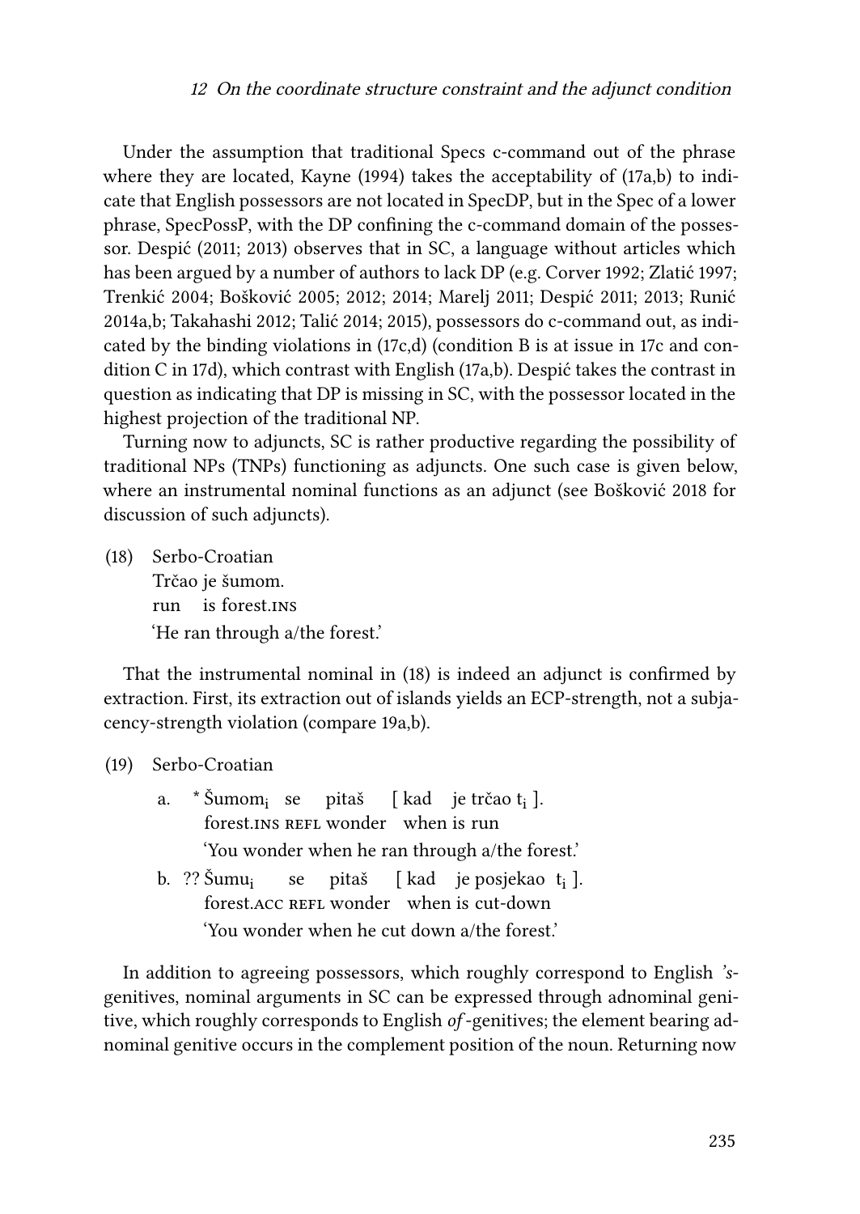Under the assumption that traditional Specs c-command out of the phrase where they are located, Kayne (1994) takes the acceptability of (17a,b) to indicate that English possessors are not located in SpecDP, but in the Spec of a lower phrase, SpecPossP, with the DP confining the c-command domain of the possessor. Despić (2011; 2013) observes that in SC, a language without articles which has been argued by a number of authors to lack DP (e.g. Corver 1992; Zlatić 1997; Trenkić 2004; Bošković 2005; 2012; 2014; Marelj 2011; Despić 2011; 2013; Runić 2014a,b; Takahashi 2012; Talić 2014; 2015), possessors do c-command out, as indicated by the binding violations in (17c,d) (condition B is at issue in 17c and condition C in 17d), which contrast with English (17a,b). Despić takes the contrast in question as indicating that DP is missing in SC, with the possessor located in the highest projection of the traditional NP.

Turning now to adjuncts, SC is rather productive regarding the possibility of traditional NPs (TNPs) functioning as adjuncts. One such case is given below, where an instrumental nominal functions as an adjunct (see Bošković 2018 for discussion of such adjuncts).

(18) Serbo-Croatian
Trčao je šumom.
run is forest.INS
'He ran through a/the forest.'

That the instrumental nominal in (18) is indeed an adjunct is confirmed by extraction. First, its extraction out of islands yields an ECP-strength, not a subjacency-strength violation (compare 19a,b).

(19) Serbo-Croatian

a. * Šumom$_i$ se pitaš [ kad je trčao t$_i$ ].
forest.INS REFL wonder when is run
'You wonder when he ran through a/the forest.'

b. ?? Šumu$_i$ se pitaš [ kad je posjekao t$_i$ ].
forest.ACC REFL wonder when is cut-down
'You wonder when he cut down a/the forest.'

In addition to agreeing possessors, which roughly correspond to English *'s*-genitives, nominal arguments in SC can be expressed through adnominal genitive, which roughly corresponds to English *of*-genitives; the element bearing adnominal genitive occurs in the complement position of the noun. Returning now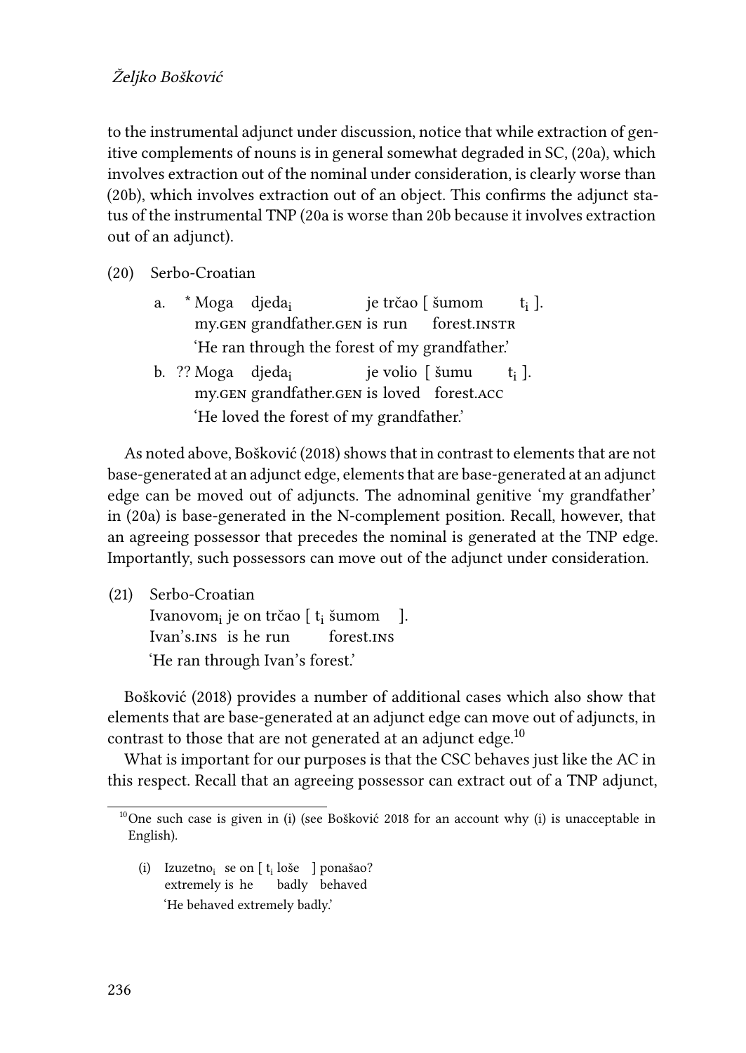to the instrumental adjunct under discussion, notice that while extraction of genitive complements of nouns is in general somewhat degraded in SC, (20a), which involves extraction out of the nominal under consideration, is clearly worse than (20b), which involves extraction out of an object. This confirms the adjunct status of the instrumental TNP (20a is worse than 20b because it involves extraction out of an adjunct).

(20) Serbo-Croatian

a. * Moga djeda$_i$ je trčao [ šumom t$_i$ ].
   my.GEN grandfather.GEN is run forest.INSTR
   'He ran through the forest of my grandfather.'

b. ?? Moga djeda$_i$ je volio [ šumu t$_i$ ].
   my.GEN grandfather.GEN is loved forest.ACC
   'He loved the forest of my grandfather.'

As noted above, Bošković (2018) shows that in contrast to elements that are not base-generated at an adjunct edge, elements that are base-generated at an adjunct edge can be moved out of adjuncts. The adnominal genitive 'my grandfather' in (20a) is base-generated in the N-complement position. Recall, however, that an agreeing possessor that precedes the nominal is generated at the TNP edge. Importantly, such possessors can move out of the adjunct under consideration.

(21) Serbo-Croatian
   Ivanovom$_i$ je on trčao [ t$_i$ šumom ].
   Ivan's.INS is he run forest.INS
   'He ran through Ivan's forest.'

Bošković (2018) provides a number of additional cases which also show that elements that are base-generated at an adjunct edge can move out of adjuncts, in contrast to those that are not generated at an adjunct edge.[10]

What is important for our purposes is that the CSC behaves just like the AC in this respect. Recall that an agreeing possessor can extract out of a TNP adjunct,

[10] One such case is given in (i) (see Bošković 2018 for an account why (i) is unacceptable in English).

(i) Izuzetno$_i$ se on [ t$_i$ loše ] ponašao?
   extremely is he badly behaved
   'He behaved extremely badly.'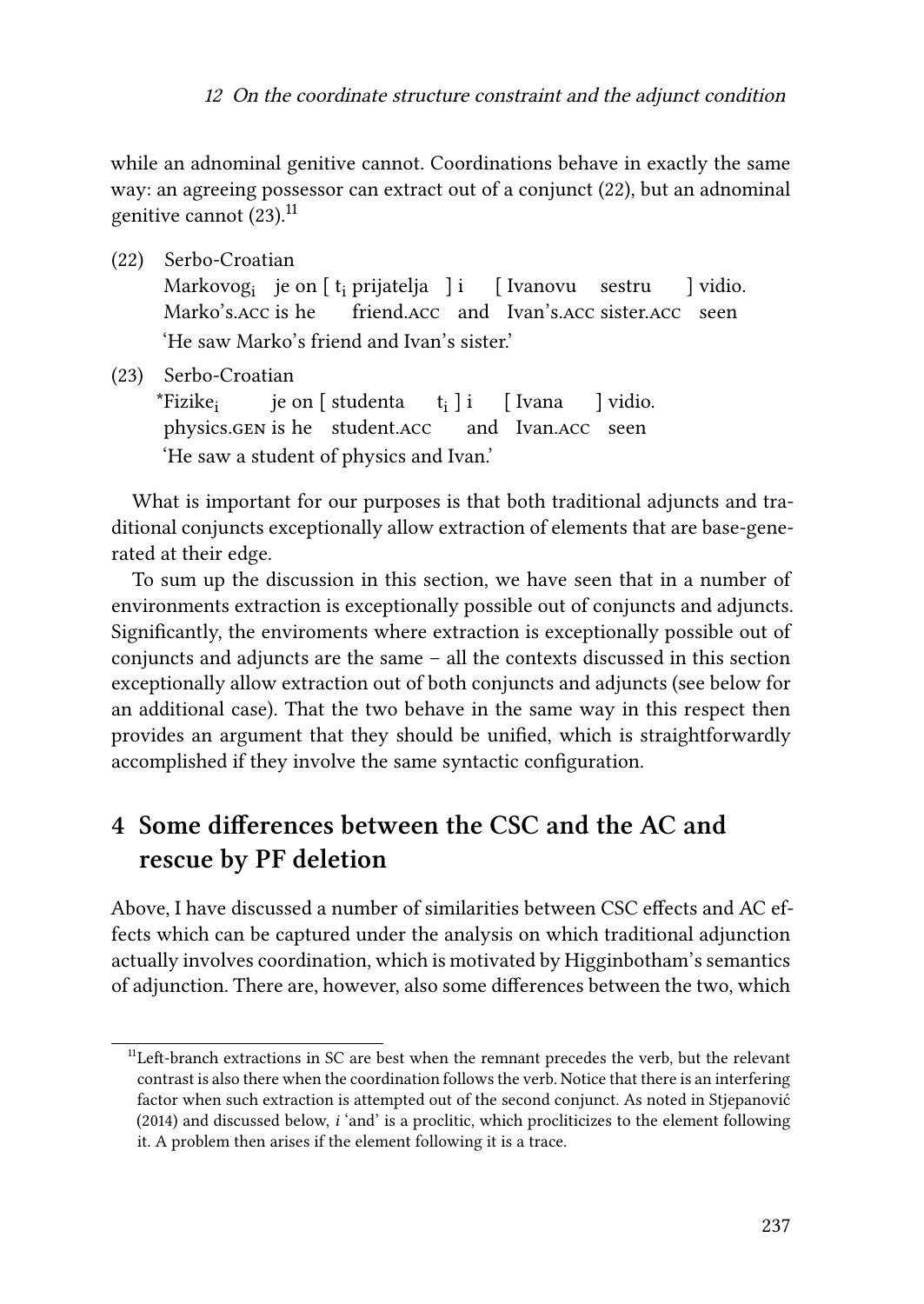while an adnominal genitive cannot. Coordinations behave in exactly the same way: an agreeing possessor can extract out of a conjunct (22), but an adnominal genitive cannot (23).[11]

(22) Serbo-Croatian
Markovog$_i$ je on [ t$_i$ prijatelja ] i [ Ivanovu sestru ] vidio.
Marko's.ACC is he friend.ACC and Ivan's.ACC sister.ACC seen
'He saw Marko's friend and Ivan's sister.'

(23) Serbo-Croatian
*Fizike$_i$ je on [ studenta t$_i$ ] i [ Ivana ] vidio.
physics.GEN is he student.ACC and Ivan.ACC seen
'He saw a student of physics and Ivan.'

What is important for our purposes is that both traditional adjuncts and traditional conjuncts exceptionally allow extraction of elements that are base-generated at their edge.

To sum up the discussion in this section, we have seen that in a number of environments extraction is exceptionally possible out of conjuncts and adjuncts. Significantly, the enviroments where extraction is exceptionally possible out of conjuncts and adjuncts are the same – all the contexts discussed in this section exceptionally allow extraction out of both conjuncts and adjuncts (see below for an additional case). That the two behave in the same way in this respect then provides an argument that they should be unified, which is straightforwardly accomplished if they involve the same syntactic configuration.

## 4 Some differences between the CSC and the AC and rescue by PF deletion

Above, I have discussed a number of similarities between CSC effects and AC effects which can be captured under the analysis on which traditional adjunction actually involves coordination, which is motivated by Higginbotham's semantics of adjunction. There are, however, also some differences between the two, which

[11] Left-branch extractions in SC are best when the remnant precedes the verb, but the relevant contrast is also there when the coordination follows the verb. Notice that there is an interfering factor when such extraction is attempted out of the second conjunct. As noted in Stjepanović (2014) and discussed below, *i* 'and' is a proclitic, which procliticizes to the element following it. A problem then arises if the element following it is a trace.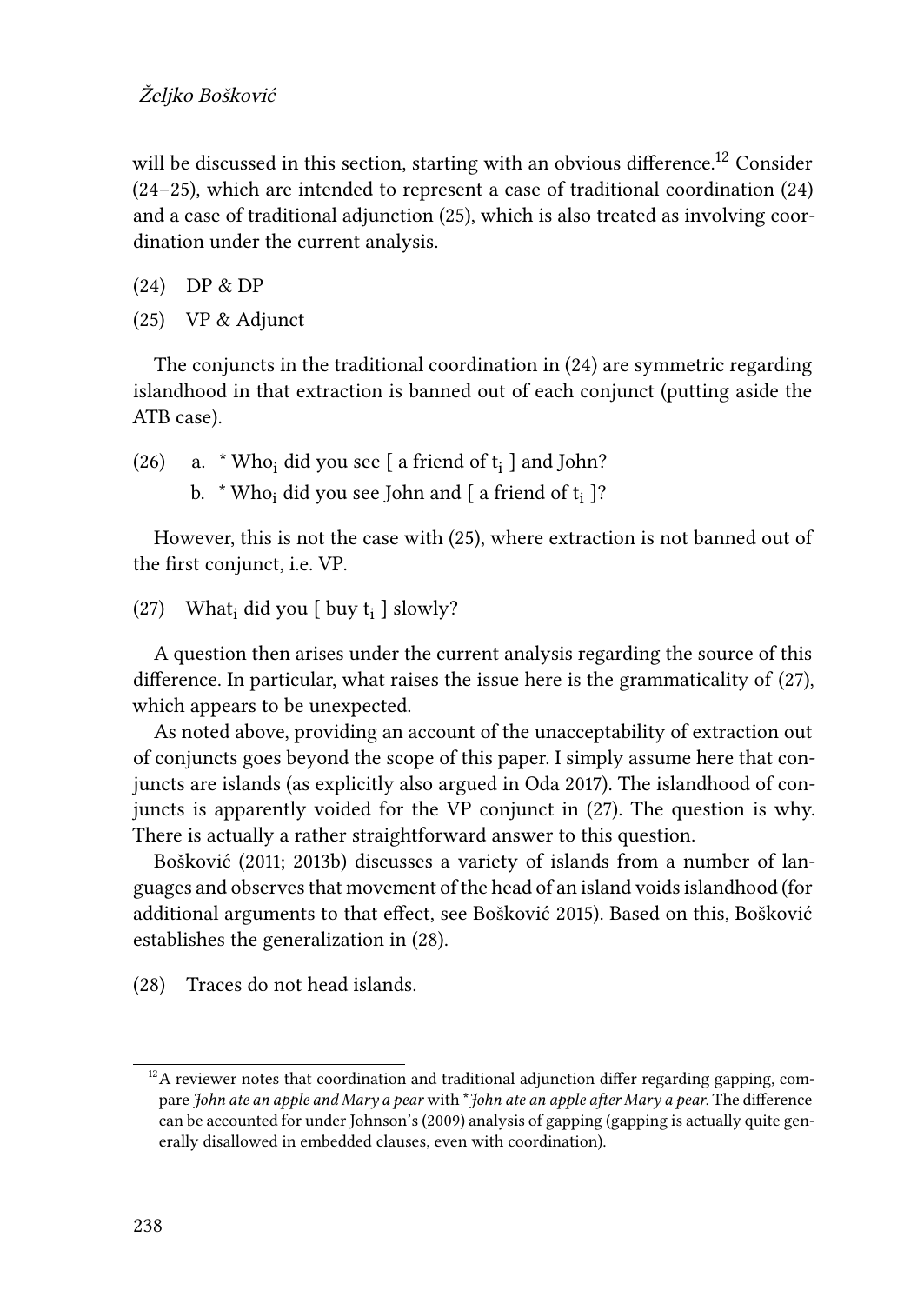will be discussed in this section, starting with an obvious difference.[12] Consider (24–25), which are intended to represent a case of traditional coordination (24) and a case of traditional adjunction (25), which is also treated as involving coordination under the current analysis.

(24) DP & DP

(25) VP & Adjunct

The conjuncts in the traditional coordination in (24) are symmetric regarding islandhood in that extraction is banned out of each conjunct (putting aside the ATB case).

(26) a. * Who$_i$ did you see [ a friend of t$_i$ ] and John?
     b. * Who$_i$ did you see John and [ a friend of t$_i$ ]?

However, this is not the case with (25), where extraction is not banned out of the first conjunct, i.e. VP.

(27) What$_i$ did you [ buy t$_i$ ] slowly?

A question then arises under the current analysis regarding the source of this difference. In particular, what raises the issue here is the grammaticality of (27), which appears to be unexpected.

As noted above, providing an account of the unacceptability of extraction out of conjuncts goes beyond the scope of this paper. I simply assume here that conjuncts are islands (as explicitly also argued in Oda 2017). The islandhood of conjuncts is apparently voided for the VP conjunct in (27). The question is why. There is actually a rather straightforward answer to this question.

Bošković (2011; 2013b) discusses a variety of islands from a number of languages and observes that movement of the head of an island voids islandhood (for additional arguments to that effect, see Bošković 2015). Based on this, Bošković establishes the generalization in (28).

(28) Traces do not head islands.

[12] A reviewer notes that coordination and traditional adjunction differ regarding gapping, compare *John ate an apple and Mary a pear* with **John ate an apple after Mary a pear*. The difference can be accounted for under Johnson's (2009) analysis of gapping (gapping is actually quite generally disallowed in embedded clauses, even with coordination).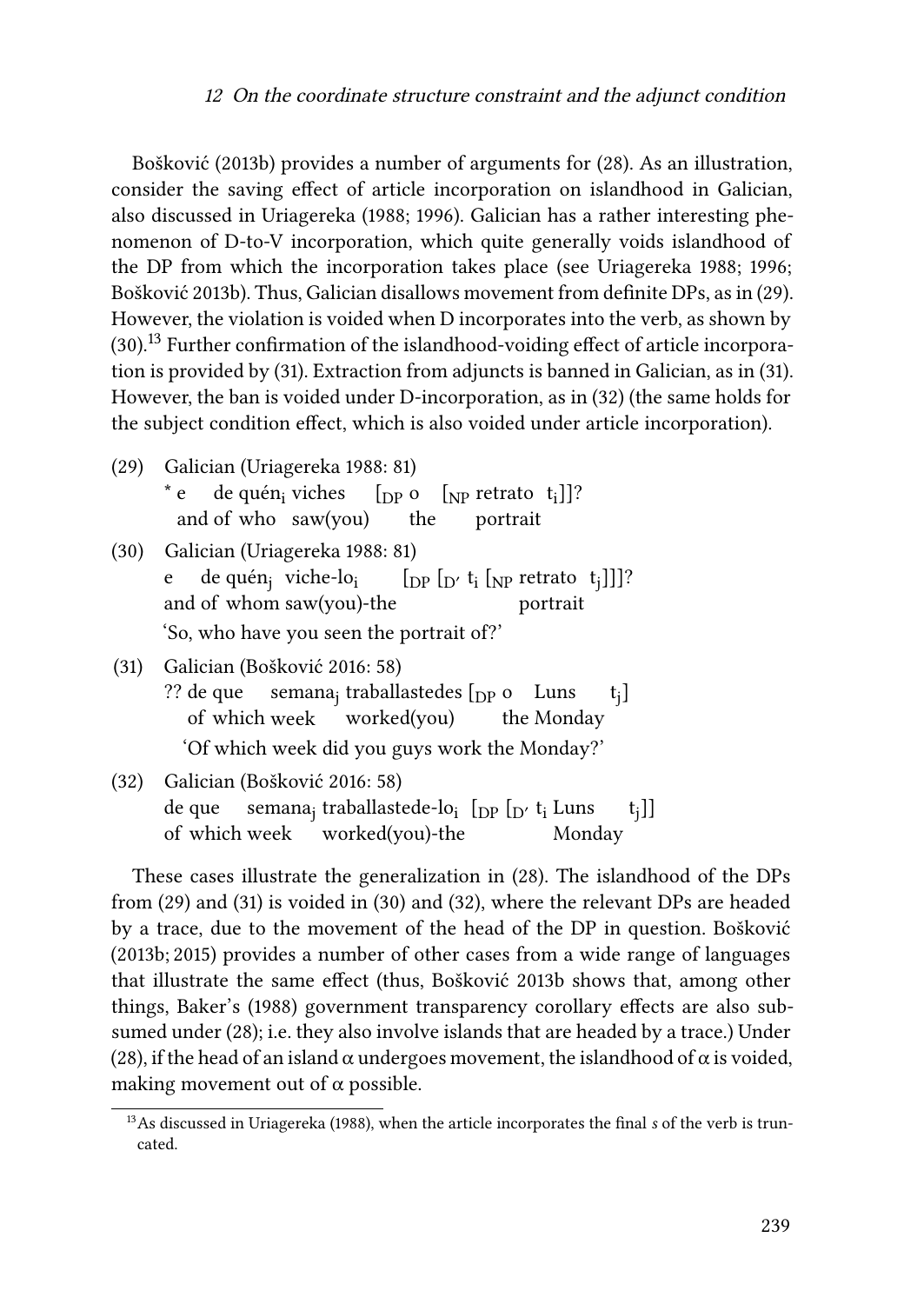Bošković (2013b) provides a number of arguments for (28). As an illustration, consider the saving effect of article incorporation on islandhood in Galician, also discussed in Uriagereka (1988; 1996). Galician has a rather interesting phenomenon of D-to-V incorporation, which quite generally voids islandhood of the DP from which the incorporation takes place (see Uriagereka 1988; 1996; Bošković 2013b). Thus, Galician disallows movement from definite DPs, as in (29). However, the violation is voided when D incorporates into the verb, as shown by (30).[13] Further confirmation of the islandhood-voiding effect of article incorporation is provided by (31). Extraction from adjuncts is banned in Galician, as in (31). However, the ban is voided under D-incorporation, as in (32) (the same holds for the subject condition effect, which is also voided under article incorporation).

(29) Galician (Uriagereka 1988: 81)
\* e de quén$_i$ viches [$_{DP}$ o [$_{NP}$ retrato t$_i$]]?
and of who saw(you) the portrait

(30) Galician (Uriagereka 1988: 81)
e de quén$_j$ viche-lo$_i$ [$_{DP}$ [$_{D'}$ t$_i$ [$_{NP}$ retrato t$_j$]]]?
and of whom saw(you)-the portrait
'So, who have you seen the portrait of?'

(31) Galician (Bošković 2016: 58)
?? de que semana$_j$ traballastedes [$_{DP}$ o Luns t$_j$]
of which week worked(you) the Monday
'Of which week did you guys work the Monday?'

(32) Galician (Bošković 2016: 58)
de que semana$_j$ traballastede-lo$_i$ [$_{DP}$ [$_{D'}$ t$_i$ Luns t$_j$]]
of which week worked(you)-the Monday

These cases illustrate the generalization in (28). The islandhood of the DPs from (29) and (31) is voided in (30) and (32), where the relevant DPs are headed by a trace, due to the movement of the head of the DP in question. Bošković (2013b; 2015) provides a number of other cases from a wide range of languages that illustrate the same effect (thus, Bošković 2013b shows that, among other things, Baker's (1988) government transparency corollary effects are also subsumed under (28); i.e. they also involve islands that are headed by a trace.) Under (28), if the head of an island $\alpha$ undergoes movement, the islandhood of $\alpha$ is voided, making movement out of $\alpha$ possible.

[13] As discussed in Uriagereka (1988), when the article incorporates the final *s* of the verb is truncated.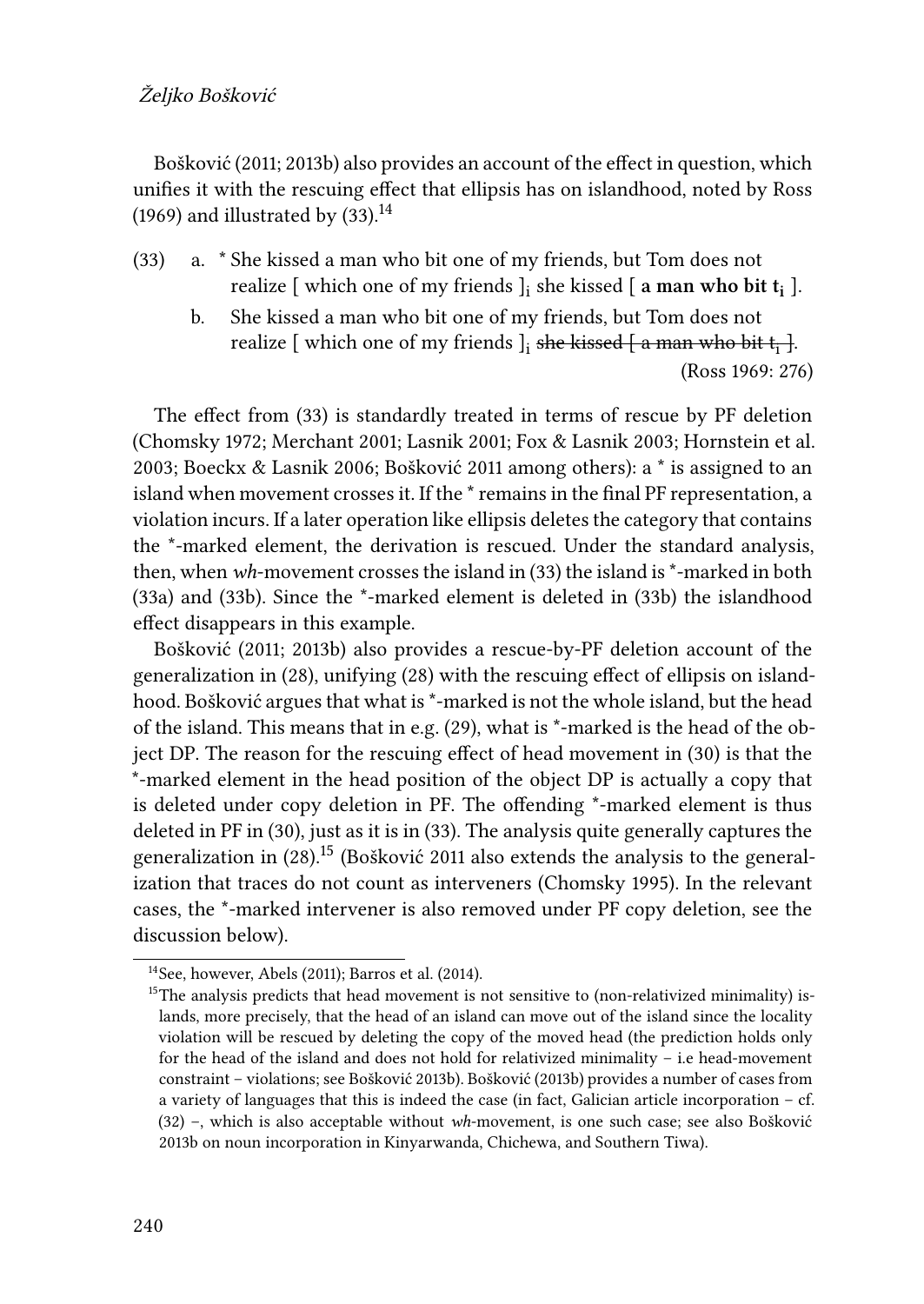Bošković (2011; 2013b) also provides an account of the effect in question, which unifies it with the rescuing effect that ellipsis has on islandhood, noted by Ross (1969) and illustrated by (33).[14]

(33) a. * She kissed a man who bit one of my friends, but Tom does not realize [ which one of my friends ]$_i$ she kissed [ **a man who bit t$_i$** ].

b. She kissed a man who bit one of my friends, but Tom does not realize [ which one of my friends ]$_i$ ~~she kissed [ a man who bit t$_i$ ]~~.

(Ross 1969: 276)

The effect from (33) is standardly treated in terms of rescue by PF deletion (Chomsky 1972; Merchant 2001; Lasnik 2001; Fox & Lasnik 2003; Hornstein et al. 2003; Boeckx & Lasnik 2006; Bošković 2011 among others): a * is assigned to an island when movement crosses it. If the * remains in the final PF representation, a violation incurs. If a later operation like ellipsis deletes the category that contains the *-marked element, the derivation is rescued. Under the standard analysis, then, when *wh*-movement crosses the island in (33) the island is *-marked in both (33a) and (33b). Since the *-marked element is deleted in (33b) the islandhood effect disappears in this example.

Bošković (2011; 2013b) also provides a rescue-by-PF deletion account of the generalization in (28), unifying (28) with the rescuing effect of ellipsis on islandhood. Bošković argues that what is *-marked is not the whole island, but the head of the island. This means that in e.g. (29), what is *-marked is the head of the object DP. The reason for the rescuing effect of head movement in (30) is that the *-marked element in the head position of the object DP is actually a copy that is deleted under copy deletion in PF. The offending *-marked element is thus deleted in PF in (30), just as it is in (33). The analysis quite generally captures the generalization in (28).[15] (Bošković 2011 also extends the analysis to the generalization that traces do not count as interveners (Chomsky 1995). In the relevant cases, the *-marked intervener is also removed under PF copy deletion, see the discussion below).

[14] See, however, Abels (2011); Barros et al. (2014).

[15] The analysis predicts that head movement is not sensitive to (non-relativized minimality) islands, more precisely, that the head of an island can move out of the island since the locality violation will be rescued by deleting the copy of the moved head (the prediction holds only for the head of the island and does not hold for relativized minimality – i.e head-movement constraint – violations; see Bošković 2013b). Bošković (2013b) provides a number of cases from a variety of languages that this is indeed the case (in fact, Galician article incorporation – cf. (32) –, which is also acceptable without *wh*-movement, is one such case; see also Bošković 2013b on noun incorporation in Kinyarwanda, Chichewa, and Southern Tiwa).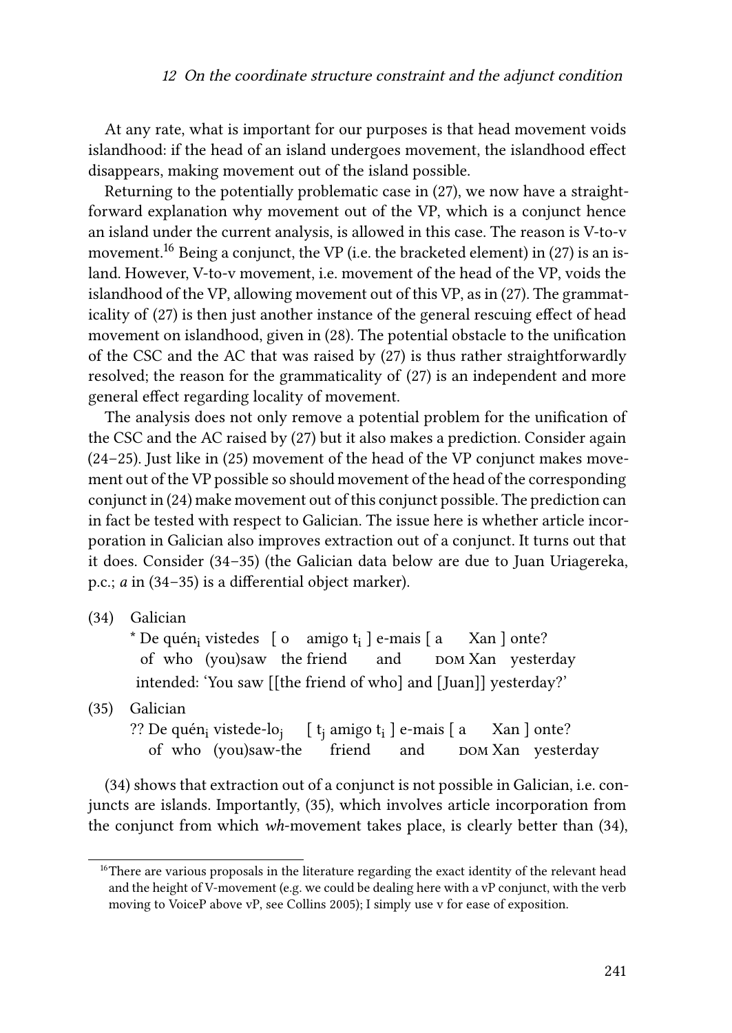At any rate, what is important for our purposes is that head movement voids islandhood: if the head of an island undergoes movement, the islandhood effect disappears, making movement out of the island possible.

Returning to the potentially problematic case in (27), we now have a straightforward explanation why movement out of the VP, which is a conjunct hence an island under the current analysis, is allowed in this case. The reason is V-to-v movement.[16] Being a conjunct, the VP (i.e. the bracketed element) in (27) is an island. However, V-to-v movement, i.e. movement of the head of the VP, voids the islandhood of the VP, allowing movement out of this VP, as in (27). The grammaticality of (27) is then just another instance of the general rescuing effect of head movement on islandhood, given in (28). The potential obstacle to the unification of the CSC and the AC that was raised by (27) is thus rather straightforwardly resolved; the reason for the grammaticality of (27) is an independent and more general effect regarding locality of movement.

The analysis does not only remove a potential problem for the unification of the CSC and the AC raised by (27) but it also makes a prediction. Consider again (24–25). Just like in (25) movement of the head of the VP conjunct makes movement out of the VP possible so should movement of the head of the corresponding conjunct in (24) make movement out of this conjunct possible. The prediction can in fact be tested with respect to Galician. The issue here is whether article incorporation in Galician also improves extraction out of a conjunct. It turns out that it does. Consider (34–35) (the Galician data below are due to Juan Uriagereka, p.c.; *a* in (34–35) is a differential object marker).

(34) Galician
 \* De quén$_i$ vistedes [ o amigo t$_i$ ] e-mais [ a Xan ] onte?
 of who (you)saw the friend and DOM Xan yesterday
 intended: 'You saw [[the friend of who] and [Juan]] yesterday?'

(35) Galician
 ?? De quén$_i$ vistede-lo$_j$ [ t$_j$ amigo t$_i$ ] e-mais [ a Xan ] onte?
 of who (you)saw-the friend and DOM Xan yesterday

(34) shows that extraction out of a conjunct is not possible in Galician, i.e. conjuncts are islands. Importantly, (35), which involves article incorporation from the conjunct from which *wh*-movement takes place, is clearly better than (34),

[16] There are various proposals in the literature regarding the exact identity of the relevant head and the height of V-movement (e.g. we could be dealing here with a vP conjunct, with the verb moving to VoiceP above vP, see Collins 2005); I simply use v for ease of exposition.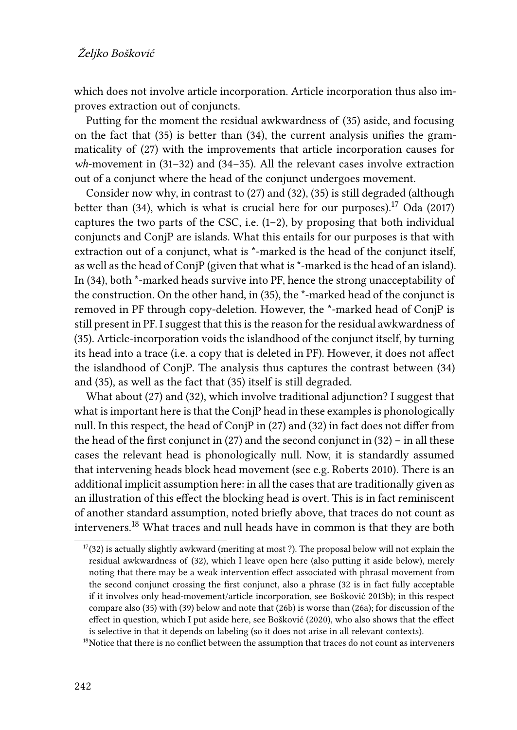which does not involve article incorporation. Article incorporation thus also improves extraction out of conjuncts.

Putting for the moment the residual awkwardness of (35) aside, and focusing on the fact that (35) is better than (34), the current analysis unifies the grammaticality of (27) with the improvements that article incorporation causes for *wh*-movement in (31–32) and (34–35). All the relevant cases involve extraction out of a conjunct where the head of the conjunct undergoes movement.

Consider now why, in contrast to (27) and (32), (35) is still degraded (although better than (34), which is what is crucial here for our purposes).[17] Oda (2017) captures the two parts of the CSC, i.e. (1–2), by proposing that both individual conjuncts and ConjP are islands. What this entails for our purposes is that with extraction out of a conjunct, what is *-marked is the head of the conjunct itself, as well as the head of ConjP (given that what is *-marked is the head of an island). In (34), both *-marked heads survive into PF, hence the strong unacceptability of the construction. On the other hand, in (35), the *-marked head of the conjunct is removed in PF through copy-deletion. However, the *-marked head of ConjP is still present in PF. I suggest that this is the reason for the residual awkwardness of (35). Article-incorporation voids the islandhood of the conjunct itself, by turning its head into a trace (i.e. a copy that is deleted in PF). However, it does not affect the islandhood of ConjP. The analysis thus captures the contrast between (34) and (35), as well as the fact that (35) itself is still degraded.

What about (27) and (32), which involve traditional adjunction? I suggest that what is important here is that the ConjP head in these examples is phonologically null. In this respect, the head of ConjP in (27) and (32) in fact does not differ from the head of the first conjunct in (27) and the second conjunct in (32) – in all these cases the relevant head is phonologically null. Now, it is standardly assumed that intervening heads block head movement (see e.g. Roberts 2010). There is an additional implicit assumption here: in all the cases that are traditionally given as an illustration of this effect the blocking head is overt. This is in fact reminiscent of another standard assumption, noted briefly above, that traces do not count as interveners.[18] What traces and null heads have in common is that they are both

[17](32) is actually slightly awkward (meriting at most ?). The proposal below will not explain the residual awkwardness of (32), which I leave open here (also putting it aside below), merely noting that there may be a weak intervention effect associated with phrasal movement from the second conjunct crossing the first conjunct, also a phrase (32 is in fact fully acceptable if it involves only head-movement/article incorporation, see Bošković 2013b); in this respect compare also (35) with (39) below and note that (26b) is worse than (26a); for discussion of the effect in question, which I put aside here, see Bošković (2020), who also shows that the effect is selective in that it depends on labeling (so it does not arise in all relevant contexts).

[18]Notice that there is no conflict between the assumption that traces do not count as interveners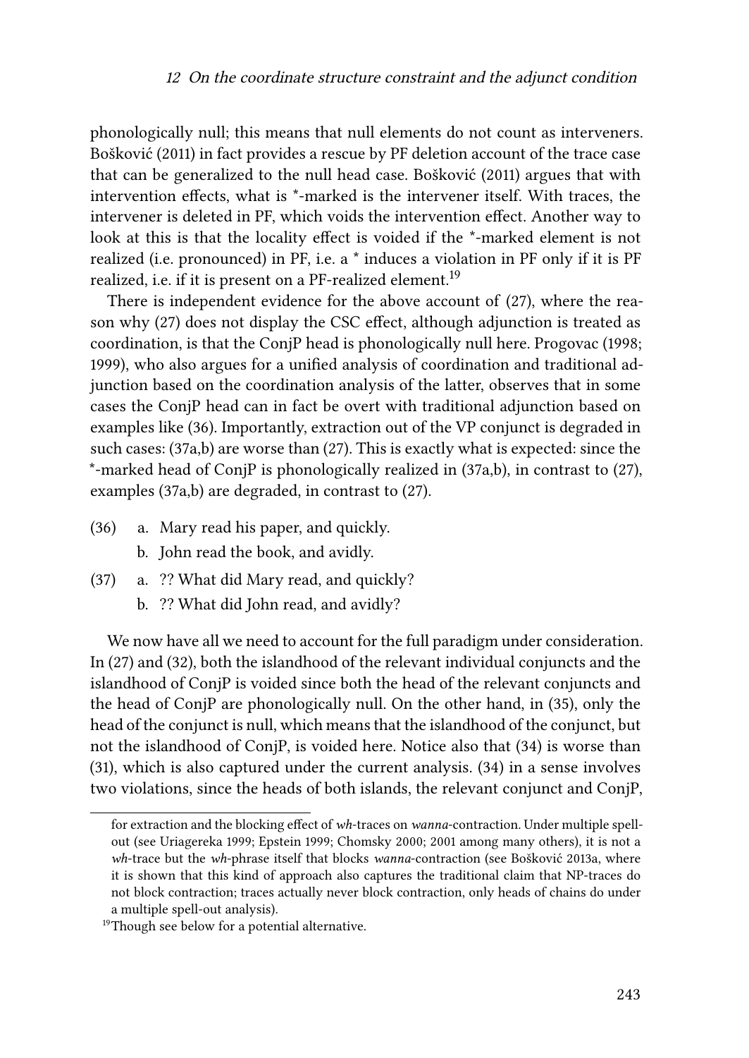phonologically null; this means that null elements do not count as interveners. Bošković (2011) in fact provides a rescue by PF deletion account of the trace case that can be generalized to the null head case. Bošković (2011) argues that with intervention effects, what is *-marked is the intervener itself. With traces, the intervener is deleted in PF, which voids the intervention effect. Another way to look at this is that the locality effect is voided if the *-marked element is not realized (i.e. pronounced) in PF, i.e. a * induces a violation in PF only if it is PF realized, i.e. if it is present on a PF-realized element.[19]

There is independent evidence for the above account of (27), where the reason why (27) does not display the CSC effect, although adjunction is treated as coordination, is that the ConjP head is phonologically null here. Progovac (1998; 1999), who also argues for a unified analysis of coordination and traditional adjunction based on the coordination analysis of the latter, observes that in some cases the ConjP head can in fact be overt with traditional adjunction based on examples like (36). Importantly, extraction out of the VP conjunct is degraded in such cases: (37a,b) are worse than (27). This is exactly what is expected: since the *-marked head of ConjP is phonologically realized in (37a,b), in contrast to (27), examples (37a,b) are degraded, in contrast to (27).

(36) a. Mary read his paper, and quickly.
b. John read the book, and avidly.

(37) a. ?? What did Mary read, and quickly?
b. ?? What did John read, and avidly?

We now have all we need to account for the full paradigm under consideration. In (27) and (32), both the islandhood of the relevant individual conjuncts and the islandhood of ConjP is voided since both the head of the relevant conjuncts and the head of ConjP are phonologically null. On the other hand, in (35), only the head of the conjunct is null, which means that the islandhood of the conjunct, but not the islandhood of ConjP, is voided here. Notice also that (34) is worse than (31), which is also captured under the current analysis. (34) in a sense involves two violations, since the heads of both islands, the relevant conjunct and ConjP,

for extraction and the blocking effect of *wh*-traces on *wanna*-contraction. Under multiple spell-out (see Uriagereka 1999; Epstein 1999; Chomsky 2000; 2001 among many others), it is not a *wh*-trace but the *wh*-phrase itself that blocks *wanna*-contraction (see Bošković 2013a, where it is shown that this kind of approach also captures the traditional claim that NP-traces do not block contraction; traces actually never block contraction, only heads of chains do under a multiple spell-out analysis).

[19]Though see below for a potential alternative.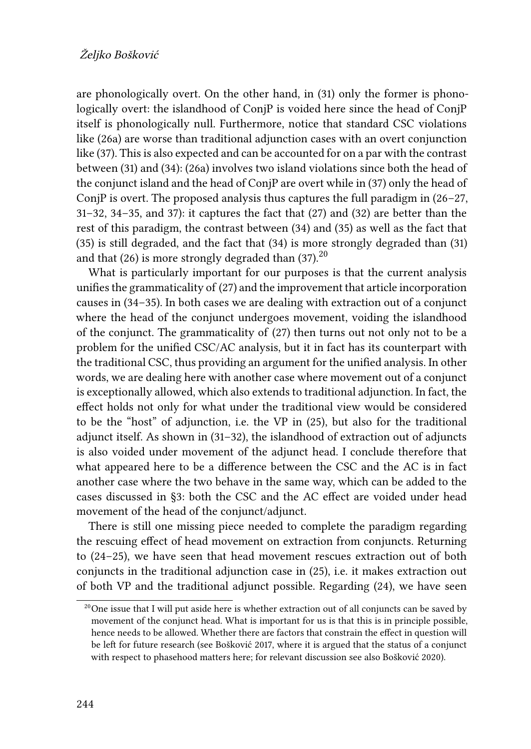are phonologically overt. On the other hand, in (31) only the former is phonologically overt: the islandhood of ConjP is voided here since the head of ConjP itself is phonologically null. Furthermore, notice that standard CSC violations like (26a) are worse than traditional adjunction cases with an overt conjunction like (37). This is also expected and can be accounted for on a par with the contrast between (31) and (34): (26a) involves two island violations since both the head of the conjunct island and the head of ConjP are overt while in (37) only the head of ConjP is overt. The proposed analysis thus captures the full paradigm in (26–27, 31–32, 34–35, and 37): it captures the fact that (27) and (32) are better than the rest of this paradigm, the contrast between (34) and (35) as well as the fact that (35) is still degraded, and the fact that (34) is more strongly degraded than (31) and that (26) is more strongly degraded than (37).[20]

What is particularly important for our purposes is that the current analysis unifies the grammaticality of (27) and the improvement that article incorporation causes in (34–35). In both cases we are dealing with extraction out of a conjunct where the head of the conjunct undergoes movement, voiding the islandhood of the conjunct. The grammaticality of (27) then turns out not only not to be a problem for the unified CSC/AC analysis, but it in fact has its counterpart with the traditional CSC, thus providing an argument for the unified analysis. In other words, we are dealing here with another case where movement out of a conjunct is exceptionally allowed, which also extends to traditional adjunction. In fact, the effect holds not only for what under the traditional view would be considered to be the "host" of adjunction, i.e. the VP in (25), but also for the traditional adjunct itself. As shown in (31–32), the islandhood of extraction out of adjuncts is also voided under movement of the adjunct head. I conclude therefore that what appeared here to be a difference between the CSC and the AC is in fact another case where the two behave in the same way, which can be added to the cases discussed in §3: both the CSC and the AC effect are voided under head movement of the head of the conjunct/adjunct.

There is still one missing piece needed to complete the paradigm regarding the rescuing effect of head movement on extraction from conjuncts. Returning to (24–25), we have seen that head movement rescues extraction out of both conjuncts in the traditional adjunction case in (25), i.e. it makes extraction out of both VP and the traditional adjunct possible. Regarding (24), we have seen

[20] One issue that I will put aside here is whether extraction out of all conjuncts can be saved by movement of the conjunct head. What is important for us is that this is in principle possible, hence needs to be allowed. Whether there are factors that constrain the effect in question will be left for future research (see Bošković 2017, where it is argued that the status of a conjunct with respect to phasehood matters here; for relevant discussion see also Bošković 2020).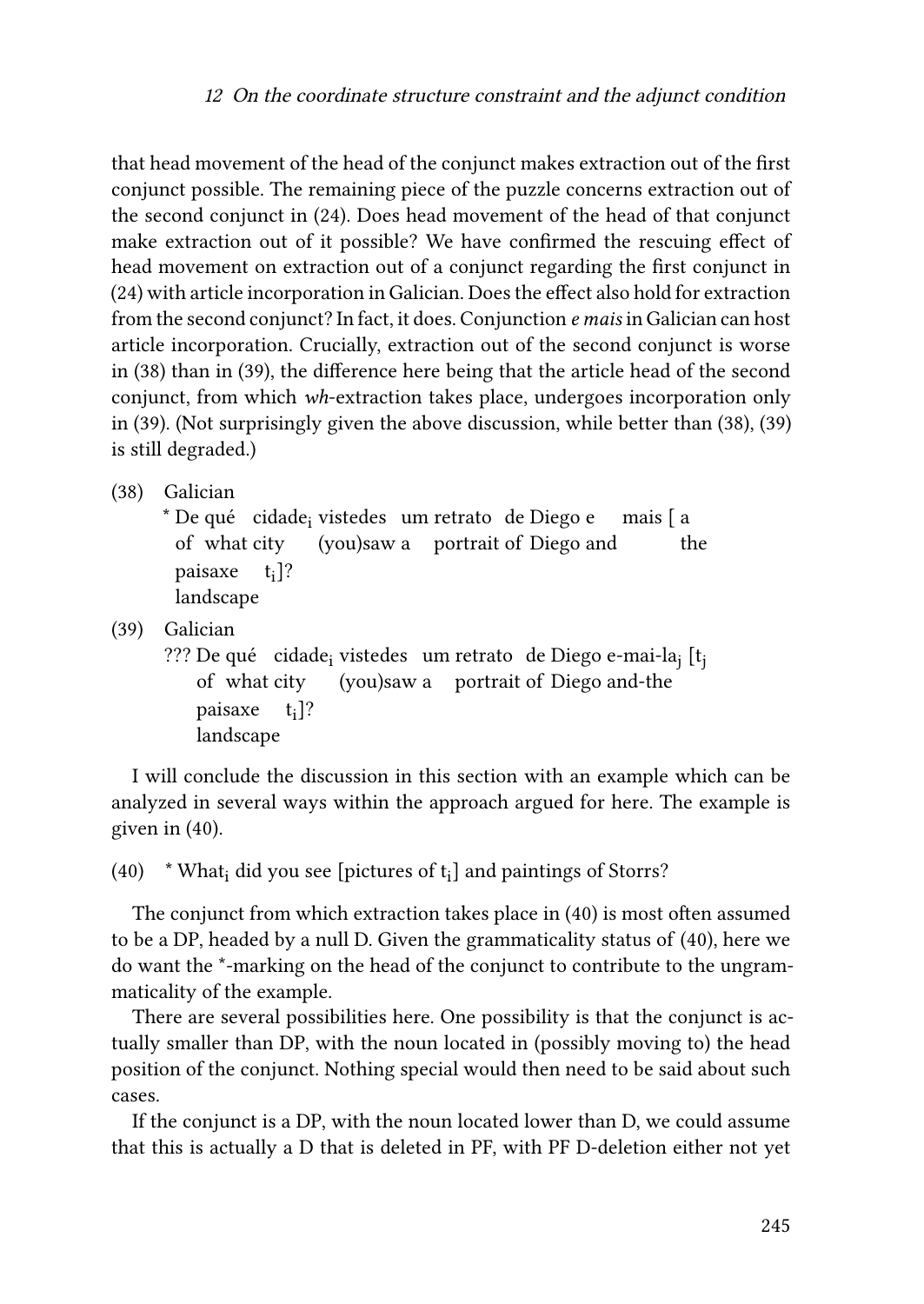that head movement of the head of the conjunct makes extraction out of the first conjunct possible. The remaining piece of the puzzle concerns extraction out of the second conjunct in (24). Does head movement of the head of that conjunct make extraction out of it possible? We have confirmed the rescuing effect of head movement on extraction out of a conjunct regarding the first conjunct in (24) with article incorporation in Galician. Does the effect also hold for extraction from the second conjunct? In fact, it does. Conjunction *e mais* in Galician can host article incorporation. Crucially, extraction out of the second conjunct is worse in (38) than in (39), the difference here being that the article head of the second conjunct, from which *wh*-extraction takes place, undergoes incorporation only in (39). (Not surprisingly given the above discussion, while better than (38), (39) is still degraded.)

(38) Galician
 \* De qué cidade$_i$ vistedes um retrato de Diego e mais [ a paisaxe t$_i$]?
 of what city (you)saw a portrait of Diego and the landscape

(39) Galician
 ??? De qué cidade$_i$ vistedes um retrato de Diego e-mai-la$_j$ [t$_j$ paisaxe t$_i$]?
 of what city (you)saw a portrait of Diego and-the landscape

I will conclude the discussion in this section with an example which can be analyzed in several ways within the approach argued for here. The example is given in (40).

(40) \* What$_i$ did you see [pictures of t$_i$] and paintings of Storrs?

The conjunct from which extraction takes place in (40) is most often assumed to be a DP, headed by a null D. Given the grammaticality status of (40), here we do want the \*-marking on the head of the conjunct to contribute to the ungrammaticality of the example.

There are several possibilities here. One possibility is that the conjunct is actually smaller than DP, with the noun located in (possibly moving to) the head position of the conjunct. Nothing special would then need to be said about such cases.

If the conjunct is a DP, with the noun located lower than D, we could assume that this is actually a D that is deleted in PF, with PF D-deletion either not yet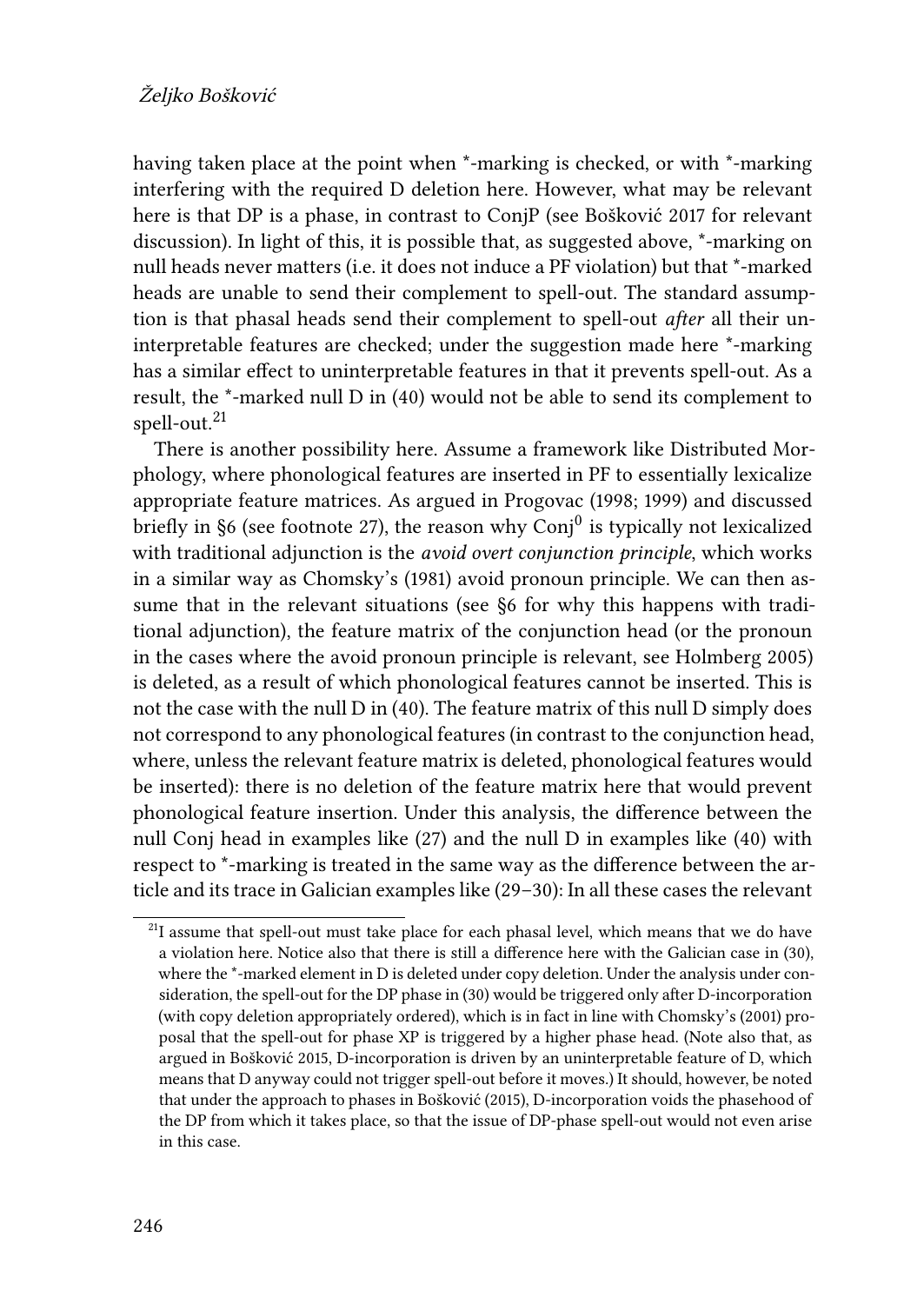having taken place at the point when *-marking is checked, or with *-marking interfering with the required D deletion here. However, what may be relevant here is that DP is a phase, in contrast to ConjP (see Bošković 2017 for relevant discussion). In light of this, it is possible that, as suggested above, *-marking on null heads never matters (i.e. it does not induce a PF violation) but that *-marked heads are unable to send their complement to spell-out. The standard assumption is that phasal heads send their complement to spell-out *after* all their uninterpretable features are checked; under the suggestion made here *-marking has a similar effect to uninterpretable features in that it prevents spell-out. As a result, the *-marked null D in (40) would not be able to send its complement to spell-out.[21]

There is another possibility here. Assume a framework like Distributed Morphology, where phonological features are inserted in PF to essentially lexicalize appropriate feature matrices. As argued in Progovac (1998; 1999) and discussed briefly in §6 (see footnote 27), the reason why $\mathrm{Conj}^0$ is typically not lexicalized with traditional adjunction is the *avoid overt conjunction principle*, which works in a similar way as Chomsky's (1981) avoid pronoun principle. We can then assume that in the relevant situations (see §6 for why this happens with traditional adjunction), the feature matrix of the conjunction head (or the pronoun in the cases where the avoid pronoun principle is relevant, see Holmberg 2005) is deleted, as a result of which phonological features cannot be inserted. This is not the case with the null D in (40). The feature matrix of this null D simply does not correspond to any phonological features (in contrast to the conjunction head, where, unless the relevant feature matrix is deleted, phonological features would be inserted): there is no deletion of the feature matrix here that would prevent phonological feature insertion. Under this analysis, the difference between the null Conj head in examples like (27) and the null D in examples like (40) with respect to *-marking is treated in the same way as the difference between the article and its trace in Galician examples like (29–30): In all these cases the relevant

---

[21] I assume that spell-out must take place for each phasal level, which means that we do have a violation here. Notice also that there is still a difference here with the Galician case in (30), where the *-marked element in D is deleted under copy deletion. Under the analysis under consideration, the spell-out for the DP phase in (30) would be triggered only after D-incorporation (with copy deletion appropriately ordered), which is in fact in line with Chomsky's (2001) proposal that the spell-out for phase XP is triggered by a higher phase head. (Note also that, as argued in Bošković 2015, D-incorporation is driven by an uninterpretable feature of D, which means that D anyway could not trigger spell-out before it moves.) It should, however, be noted that under the approach to phases in Bošković (2015), D-incorporation voids the phasehood of the DP from which it takes place, so that the issue of DP-phase spell-out would not even arise in this case.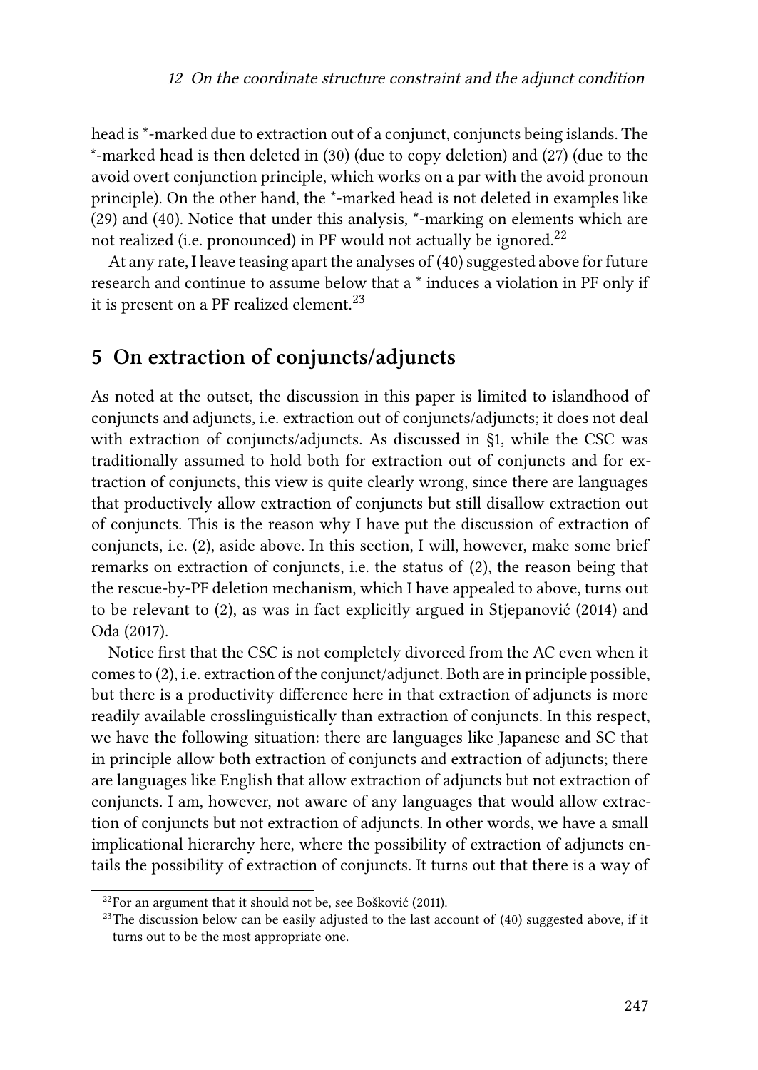head is *-marked due to extraction out of a conjunct, conjuncts being islands. The *-marked head is then deleted in (30) (due to copy deletion) and (27) (due to the avoid overt conjunction principle, which works on a par with the avoid pronoun principle). On the other hand, the *-marked head is not deleted in examples like (29) and (40). Notice that under this analysis, *-marking on elements which are not realized (i.e. pronounced) in PF would not actually be ignored.[22]

At any rate, I leave teasing apart the analyses of (40) suggested above for future research and continue to assume below that a * induces a violation in PF only if it is present on a PF realized element.[23]

## 5 On extraction of conjuncts/adjuncts

As noted at the outset, the discussion in this paper is limited to islandhood of conjuncts and adjuncts, i.e. extraction out of conjuncts/adjuncts; it does not deal with extraction of conjuncts/adjuncts. As discussed in §1, while the CSC was traditionally assumed to hold both for extraction out of conjuncts and for extraction of conjuncts, this view is quite clearly wrong, since there are languages that productively allow extraction of conjuncts but still disallow extraction out of conjuncts. This is the reason why I have put the discussion of extraction of conjuncts, i.e. (2), aside above. In this section, I will, however, make some brief remarks on extraction of conjuncts, i.e. the status of (2), the reason being that the rescue-by-PF deletion mechanism, which I have appealed to above, turns out to be relevant to (2), as was in fact explicitly argued in Stjepanović (2014) and Oda (2017).

Notice first that the CSC is not completely divorced from the AC even when it comes to (2), i.e. extraction of the conjunct/adjunct. Both are in principle possible, but there is a productivity difference here in that extraction of adjuncts is more readily available crosslinguistically than extraction of conjuncts. In this respect, we have the following situation: there are languages like Japanese and SC that in principle allow both extraction of conjuncts and extraction of adjuncts; there are languages like English that allow extraction of adjuncts but not extraction of conjuncts. I am, however, not aware of any languages that would allow extraction of conjuncts but not extraction of adjuncts. In other words, we have a small implicational hierarchy here, where the possibility of extraction of adjuncts entails the possibility of extraction of conjuncts. It turns out that there is a way of

[22]For an argument that it should not be, see Bošković (2011).

[23]The discussion below can be easily adjusted to the last account of (40) suggested above, if it turns out to be the most appropriate one.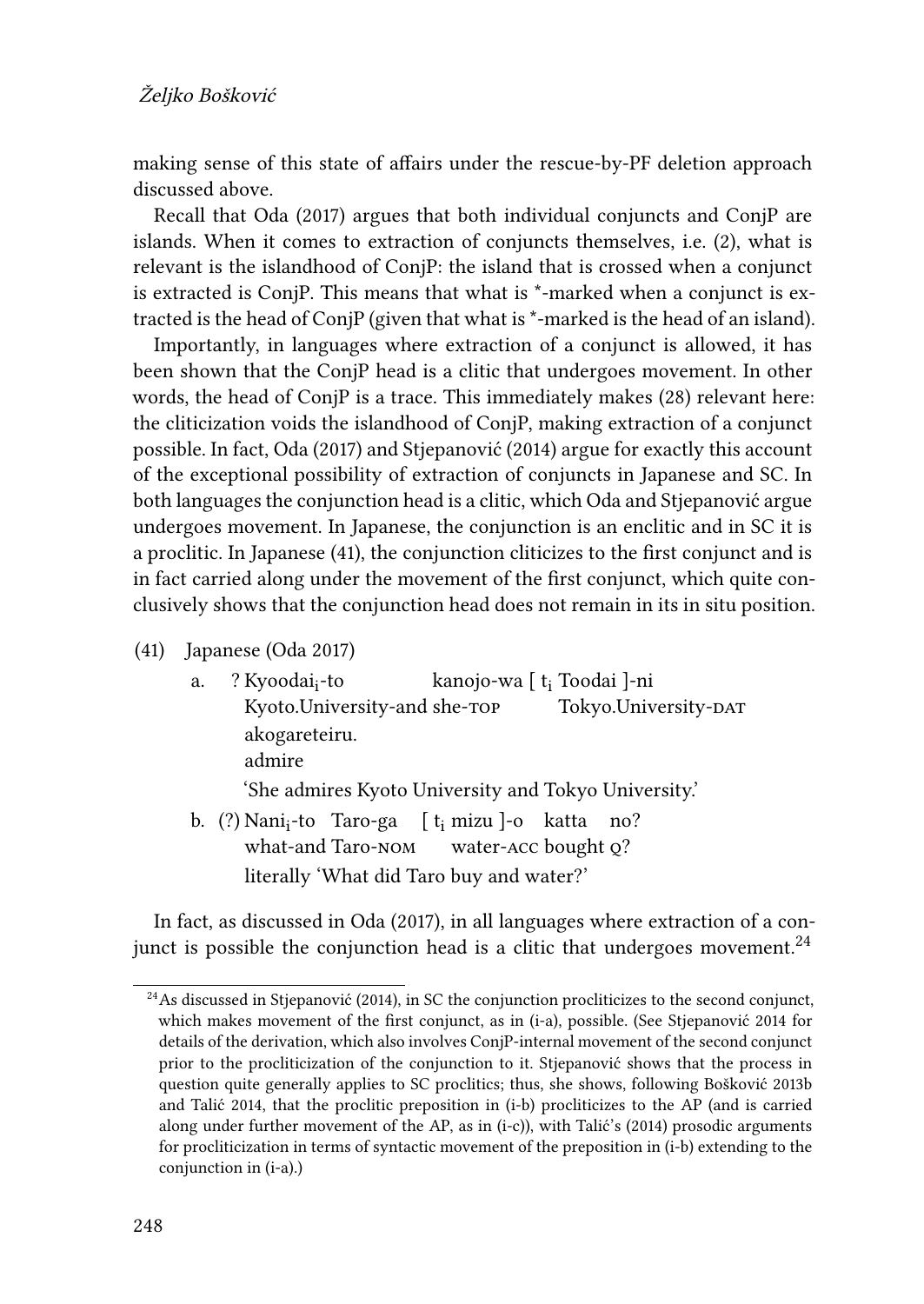making sense of this state of affairs under the rescue-by-PF deletion approach discussed above.

Recall that Oda (2017) argues that both individual conjuncts and ConjP are islands. When it comes to extraction of conjuncts themselves, i.e. (2), what is relevant is the islandhood of ConjP: the island that is crossed when a conjunct is extracted is ConjP. This means that what is *-marked when a conjunct is extracted is the head of ConjP (given that what is *-marked is the head of an island).

Importantly, in languages where extraction of a conjunct is allowed, it has been shown that the ConjP head is a clitic that undergoes movement. In other words, the head of ConjP is a trace. This immediately makes (28) relevant here: the cliticization voids the islandhood of ConjP, making extraction of a conjunct possible. In fact, Oda (2017) and Stjepanović (2014) argue for exactly this account of the exceptional possibility of extraction of conjuncts in Japanese and SC. In both languages the conjunction head is a clitic, which Oda and Stjepanović argue undergoes movement. In Japanese, the conjunction is an enclitic and in SC it is a proclitic. In Japanese (41), the conjunction cliticizes to the first conjunct and is in fact carried along under the movement of the first conjunct, which quite conclusively shows that the conjunction head does not remain in its in situ position.

(41) Japanese (Oda 2017)

a. ? Kyoodai$_i$-to kanojo-wa [ t$_i$ Toodai ]-ni akogareteiru.
   Kyoto.University-and she-TOP Tokyo.University-DAT admire
   'She admires Kyoto University and Tokyo University.'

b. (?) Nani$_i$-to Taro-ga [ t$_i$ mizu ]-o katta no?
   what-and Taro-NOM water-ACC bought Q?
   literally 'What did Taro buy and water?'

In fact, as discussed in Oda (2017), in all languages where extraction of a conjunct is possible the conjunction head is a clitic that undergoes movement.[24]

[24] As discussed in Stjepanović (2014), in SC the conjunction procliticizes to the second conjunct, which makes movement of the first conjunct, as in (i-a), possible. (See Stjepanović 2014 for details of the derivation, which also involves ConjP-internal movement of the second conjunct prior to the procliticization of the conjunction to it. Stjepanović shows that the process in question quite generally applies to SC proclitics; thus, she shows, following Bošković 2013b and Talić 2014, that the proclitic preposition in (i-b) procliticizes to the AP (and is carried along under further movement of the AP, as in (i-c)), with Talić's (2014) prosodic arguments for procliticization in terms of syntactic movement of the preposition in (i-b) extending to the conjunction in (i-a).)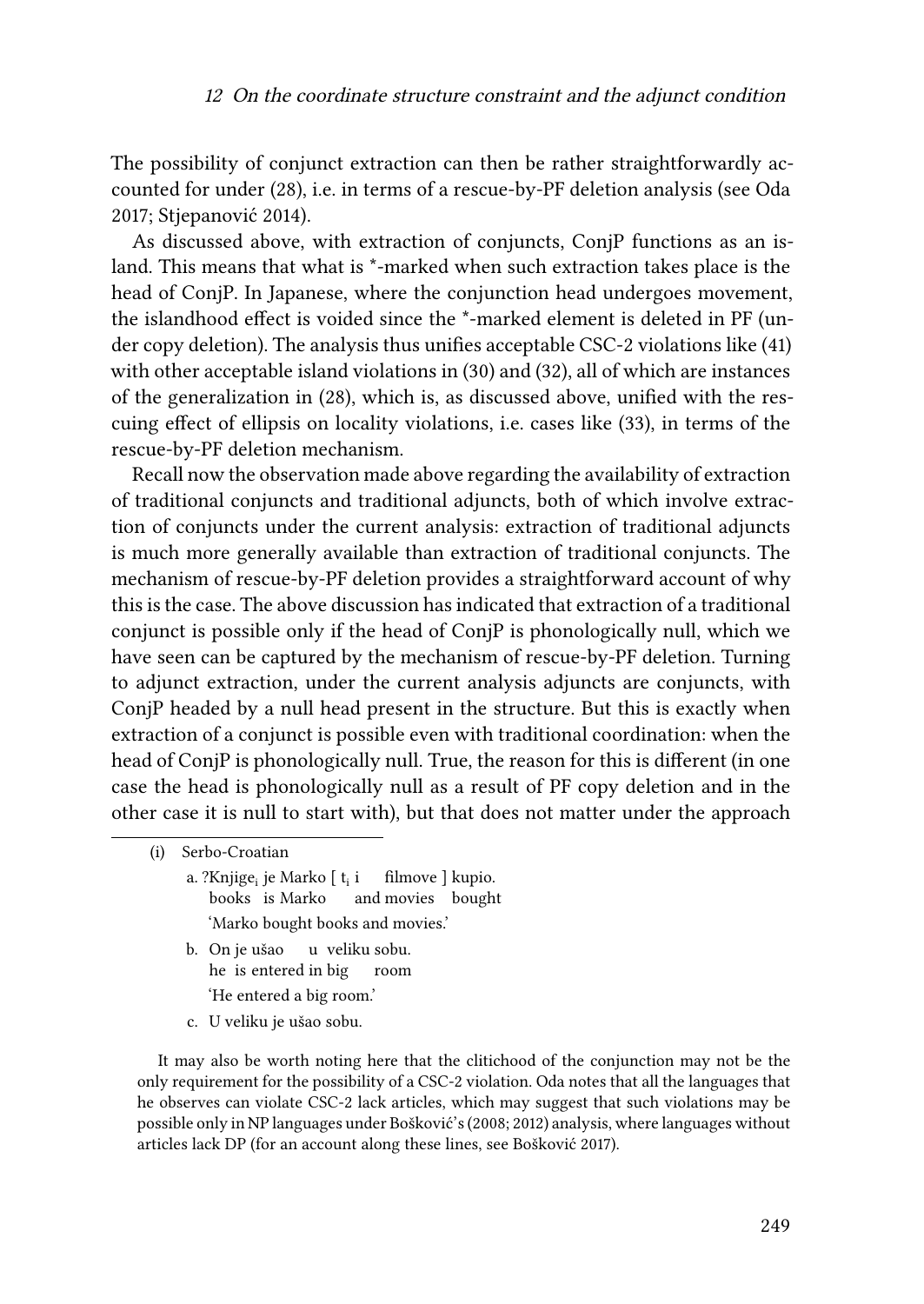The possibility of conjunct extraction can then be rather straightforwardly accounted for under (28), i.e. in terms of a rescue-by-PF deletion analysis (see Oda 2017; Stjepanović 2014).

As discussed above, with extraction of conjuncts, ConjP functions as an island. This means that what is *-marked when such extraction takes place is the head of ConjP. In Japanese, where the conjunction head undergoes movement, the islandhood effect is voided since the *-marked element is deleted in PF (under copy deletion). The analysis thus unifies acceptable CSC-2 violations like (41) with other acceptable island violations in (30) and (32), all of which are instances of the generalization in (28), which is, as discussed above, unified with the rescuing effect of ellipsis on locality violations, i.e. cases like (33), in terms of the rescue-by-PF deletion mechanism.

Recall now the observation made above regarding the availability of extraction of traditional conjuncts and traditional adjuncts, both of which involve extraction of conjuncts under the current analysis: extraction of traditional adjuncts is much more generally available than extraction of traditional conjuncts. The mechanism of rescue-by-PF deletion provides a straightforward account of why this is the case. The above discussion has indicated that extraction of a traditional conjunct is possible only if the head of ConjP is phonologically null, which we have seen can be captured by the mechanism of rescue-by-PF deletion. Turning to adjunct extraction, under the current analysis adjuncts are conjuncts, with ConjP headed by a null head present in the structure. But this is exactly when extraction of a conjunct is possible even with traditional coordination: when the head of ConjP is phonologically null. True, the reason for this is different (in one case the head is phonologically null as a result of PF copy deletion and in the other case it is null to start with), but that does not matter under the approach

---

(i) Serbo-Croatian

a. ?Knjige$_i$ je Marko [ t$_i$ i filmove ] kupio.
   books is Marko and movies bought
   'Marko bought books and movies.'

b. On je ušao u veliku sobu.
   he is entered in big room
   'He entered a big room.'

c. U veliku je ušao sobu.

It may also be worth noting here that the clitichood of the conjunction may not be the only requirement for the possibility of a CSC-2 violation. Oda notes that all the languages that he observes can violate CSC-2 lack articles, which may suggest that such violations may be possible only in NP languages under Bošković's (2008; 2012) analysis, where languages without articles lack DP (for an account along these lines, see Bošković 2017).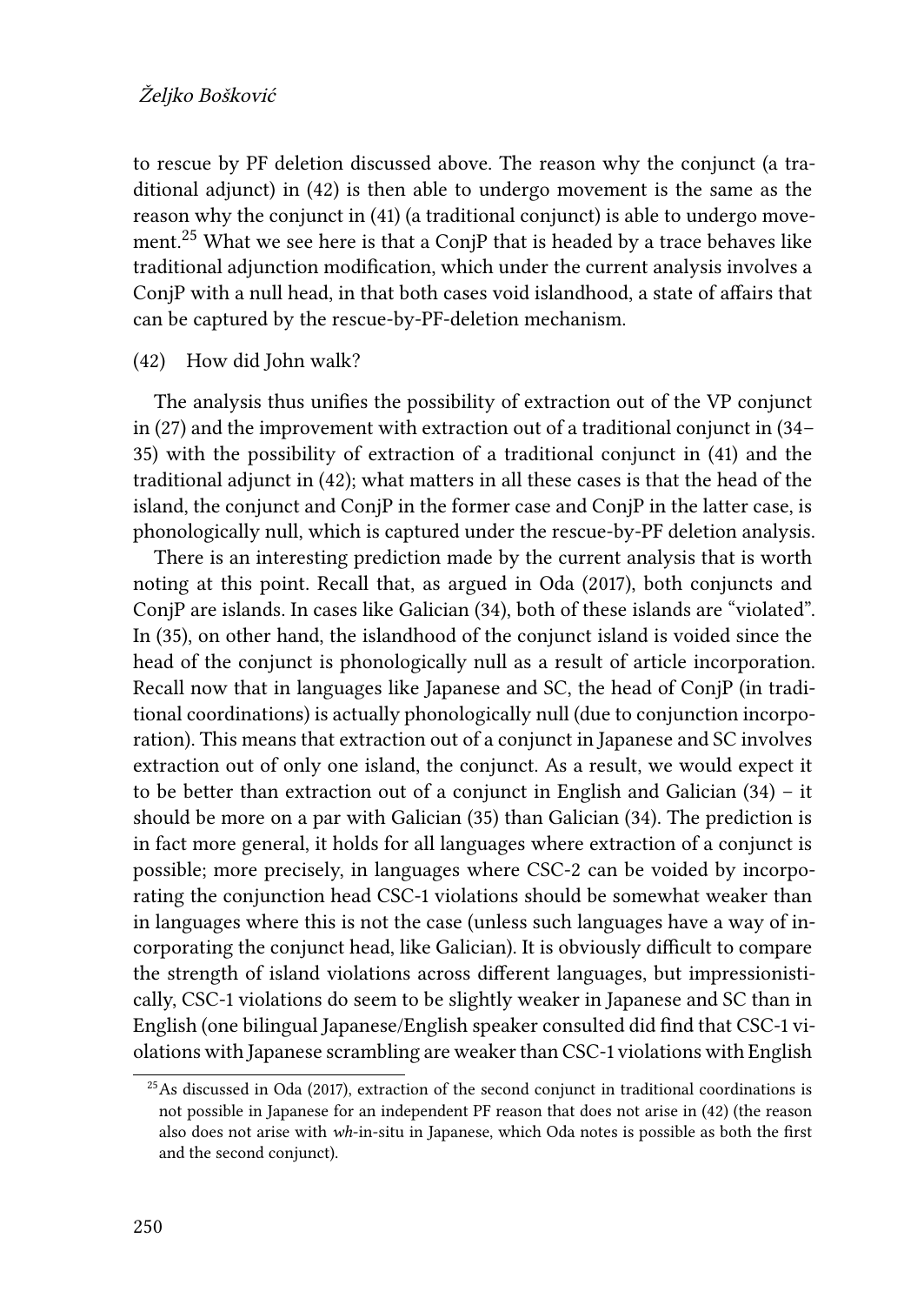to rescue by PF deletion discussed above. The reason why the conjunct (a traditional adjunct) in (42) is then able to undergo movement is the same as the reason why the conjunct in (41) (a traditional conjunct) is able to undergo movement.[25] What we see here is that a ConjP that is headed by a trace behaves like traditional adjunction modification, which under the current analysis involves a ConjP with a null head, in that both cases void islandhood, a state of affairs that can be captured by the rescue-by-PF-deletion mechanism.

(42) How did John walk?

The analysis thus unifies the possibility of extraction out of the VP conjunct in (27) and the improvement with extraction out of a traditional conjunct in (34–35) with the possibility of extraction of a traditional conjunct in (41) and the traditional adjunct in (42); what matters in all these cases is that the head of the island, the conjunct and ConjP in the former case and ConjP in the latter case, is phonologically null, which is captured under the rescue-by-PF deletion analysis.

There is an interesting prediction made by the current analysis that is worth noting at this point. Recall that, as argued in Oda (2017), both conjuncts and ConjP are islands. In cases like Galician (34), both of these islands are "violated". In (35), on other hand, the islandhood of the conjunct island is voided since the head of the conjunct is phonologically null as a result of article incorporation. Recall now that in languages like Japanese and SC, the head of ConjP (in traditional coordinations) is actually phonologically null (due to conjunction incorporation). This means that extraction out of a conjunct in Japanese and SC involves extraction out of only one island, the conjunct. As a result, we would expect it to be better than extraction out of a conjunct in English and Galician (34) – it should be more on a par with Galician (35) than Galician (34). The prediction is in fact more general, it holds for all languages where extraction of a conjunct is possible; more precisely, in languages where CSC-2 can be voided by incorporating the conjunction head CSC-1 violations should be somewhat weaker than in languages where this is not the case (unless such languages have a way of incorporating the conjunct head, like Galician). It is obviously difficult to compare the strength of island violations across different languages, but impressionistically, CSC-1 violations do seem to be slightly weaker in Japanese and SC than in English (one bilingual Japanese/English speaker consulted did find that CSC-1 violations with Japanese scrambling are weaker than CSC-1 violations with English

[25] As discussed in Oda (2017), extraction of the second conjunct in traditional coordinations is not possible in Japanese for an independent PF reason that does not arise in (42) (the reason also does not arise with *wh*-in-situ in Japanese, which Oda notes is possible as both the first and the second conjunct).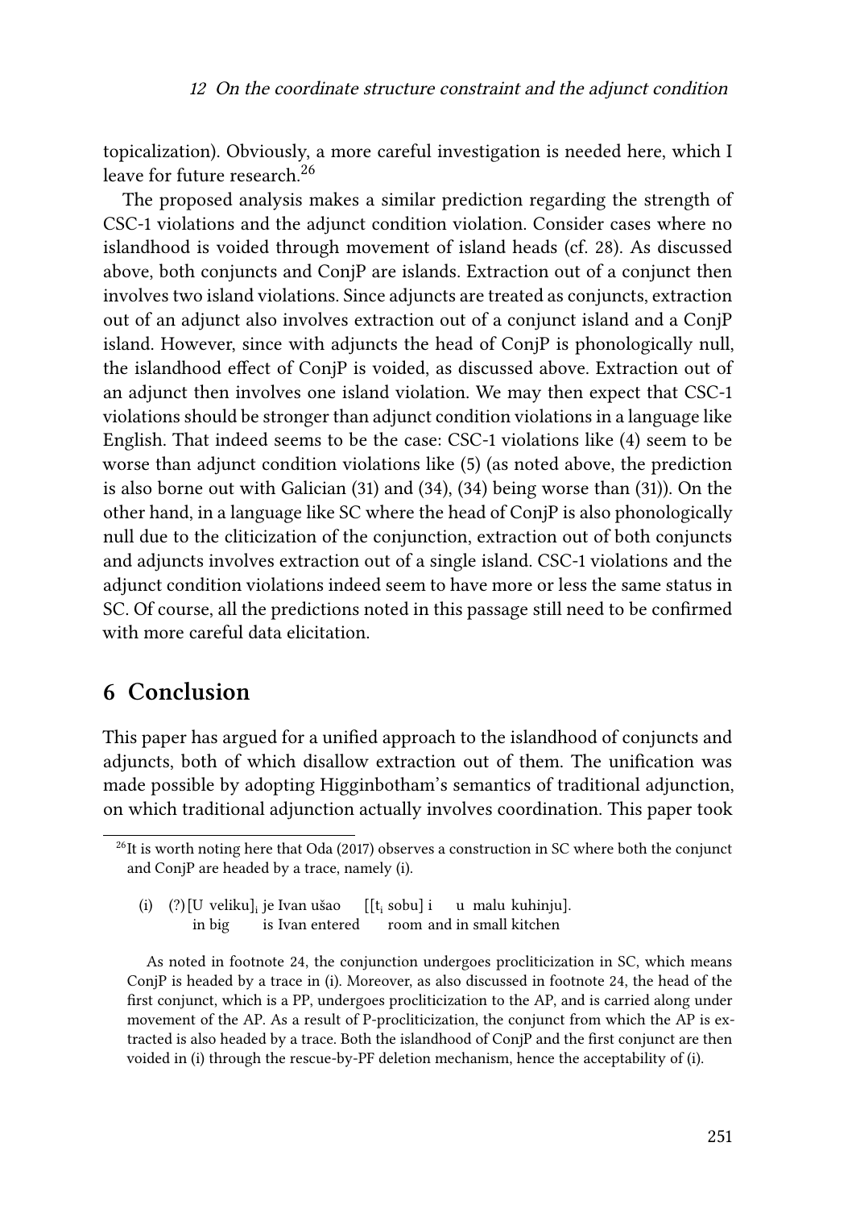topicalization). Obviously, a more careful investigation is needed here, which I leave for future research.[26]

The proposed analysis makes a similar prediction regarding the strength of CSC-1 violations and the adjunct condition violation. Consider cases where no islandhood is voided through movement of island heads (cf. 28). As discussed above, both conjuncts and ConjP are islands. Extraction out of a conjunct then involves two island violations. Since adjuncts are treated as conjuncts, extraction out of an adjunct also involves extraction out of a conjunct island and a ConjP island. However, since with adjuncts the head of ConjP is phonologically null, the islandhood effect of ConjP is voided, as discussed above. Extraction out of an adjunct then involves one island violation. We may then expect that CSC-1 violations should be stronger than adjunct condition violations in a language like English. That indeed seems to be the case: CSC-1 violations like (4) seem to be worse than adjunct condition violations like (5) (as noted above, the prediction is also borne out with Galician (31) and (34), (34) being worse than (31)). On the other hand, in a language like SC where the head of ConjP is also phonologically null due to the cliticization of the conjunction, extraction out of both conjuncts and adjuncts involves extraction out of a single island. CSC-1 violations and the adjunct condition violations indeed seem to have more or less the same status in SC. Of course, all the predictions noted in this passage still need to be confirmed with more careful data elicitation.

## 6 Conclusion

This paper has argued for a unified approach to the islandhood of conjuncts and adjuncts, both of which disallow extraction out of them. The unification was made possible by adopting Higginbotham's semantics of traditional adjunction, on which traditional adjunction actually involves coordination. This paper took

---

[26] It is worth noting here that Oda (2017) observes a construction in SC where both the conjunct and ConjP are headed by a trace, namely (i).

(i) (?) [U veliku]$_i$ je Ivan ušao [[t$_i$ sobu] i u malu kuhinju].
in big is Ivan entered room and in small kitchen

As noted in footnote 24, the conjunction undergoes procliticization in SC, which means ConjP is headed by a trace in (i). Moreover, as also discussed in footnote 24, the head of the first conjunct, which is a PP, undergoes procliticization to the AP, and is carried along under movement of the AP. As a result of P-procliticization, the conjunct from which the AP is extracted is also headed by a trace. Both the islandhood of ConjP and the first conjunct are then voided in (i) through the rescue-by-PF deletion mechanism, hence the acceptability of (i).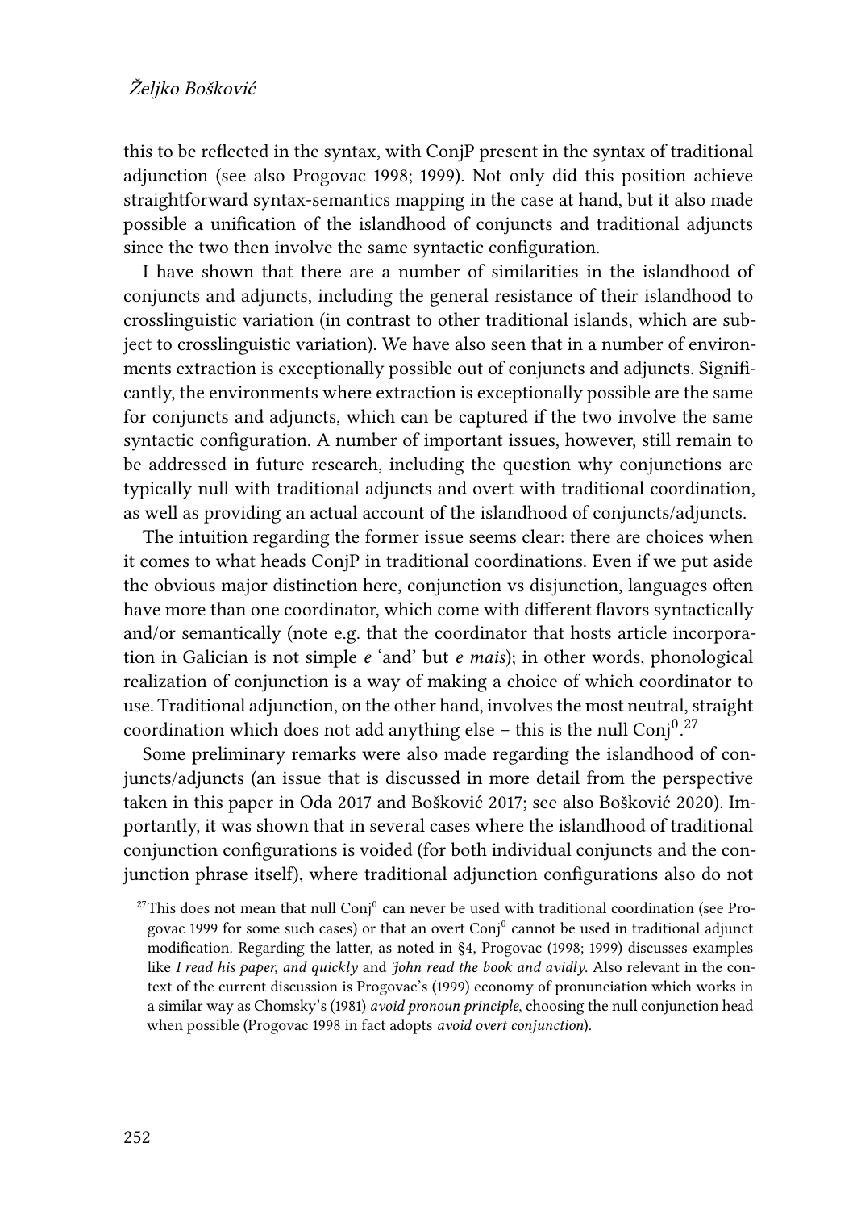this to be reflected in the syntax, with ConjP present in the syntax of traditional adjunction (see also Progovac 1998; 1999). Not only did this position achieve straightforward syntax-semantics mapping in the case at hand, but it also made possible a unification of the islandhood of conjuncts and traditional adjuncts since the two then involve the same syntactic configuration.

I have shown that there are a number of similarities in the islandhood of conjuncts and adjuncts, including the general resistance of their islandhood to crosslinguistic variation (in contrast to other traditional islands, which are subject to crosslinguistic variation). We have also seen that in a number of environments extraction is exceptionally possible out of conjuncts and adjuncts. Significantly, the environments where extraction is exceptionally possible are the same for conjuncts and adjuncts, which can be captured if the two involve the same syntactic configuration. A number of important issues, however, still remain to be addressed in future research, including the question why conjunctions are typically null with traditional adjuncts and overt with traditional coordination, as well as providing an actual account of the islandhood of conjuncts/adjuncts.

The intuition regarding the former issue seems clear: there are choices when it comes to what heads ConjP in traditional coordinations. Even if we put aside the obvious major distinction here, conjunction vs disjunction, languages often have more than one coordinator, which come with different flavors syntactically and/or semantically (note e.g. that the coordinator that hosts article incorporation in Galician is not simple *e* 'and' but *e mais*); in other words, phonological realization of conjunction is a way of making a choice of which coordinator to use. Traditional adjunction, on the other hand, involves the most neutral, straight coordination which does not add anything else – this is the null $\text{Conj}^0$.[27]

Some preliminary remarks were also made regarding the islandhood of conjuncts/adjuncts (an issue that is discussed in more detail from the perspective taken in this paper in Oda 2017 and Bošković 2017; see also Bošković 2020). Importantly, it was shown that in several cases where the islandhood of traditional conjunction configurations is voided (for both individual conjuncts and the conjunction phrase itself), where traditional adjunction configurations also do not

[27]This does not mean that null $\text{Conj}^0$ can never be used with traditional coordination (see Progovac 1999 for some such cases) or that an overt $\text{Conj}^0$ cannot be used in traditional adjunct modification. Regarding the latter, as noted in §4, Progovac (1998; 1999) discusses examples like *I read his paper, and quickly* and *John read the book and avidly*. Also relevant in the context of the current discussion is Progovac's (1999) economy of pronunciation which works in a similar way as Chomsky's (1981) *avoid pronoun principle*, choosing the null conjunction head when possible (Progovac 1998 in fact adopts *avoid overt conjunction*).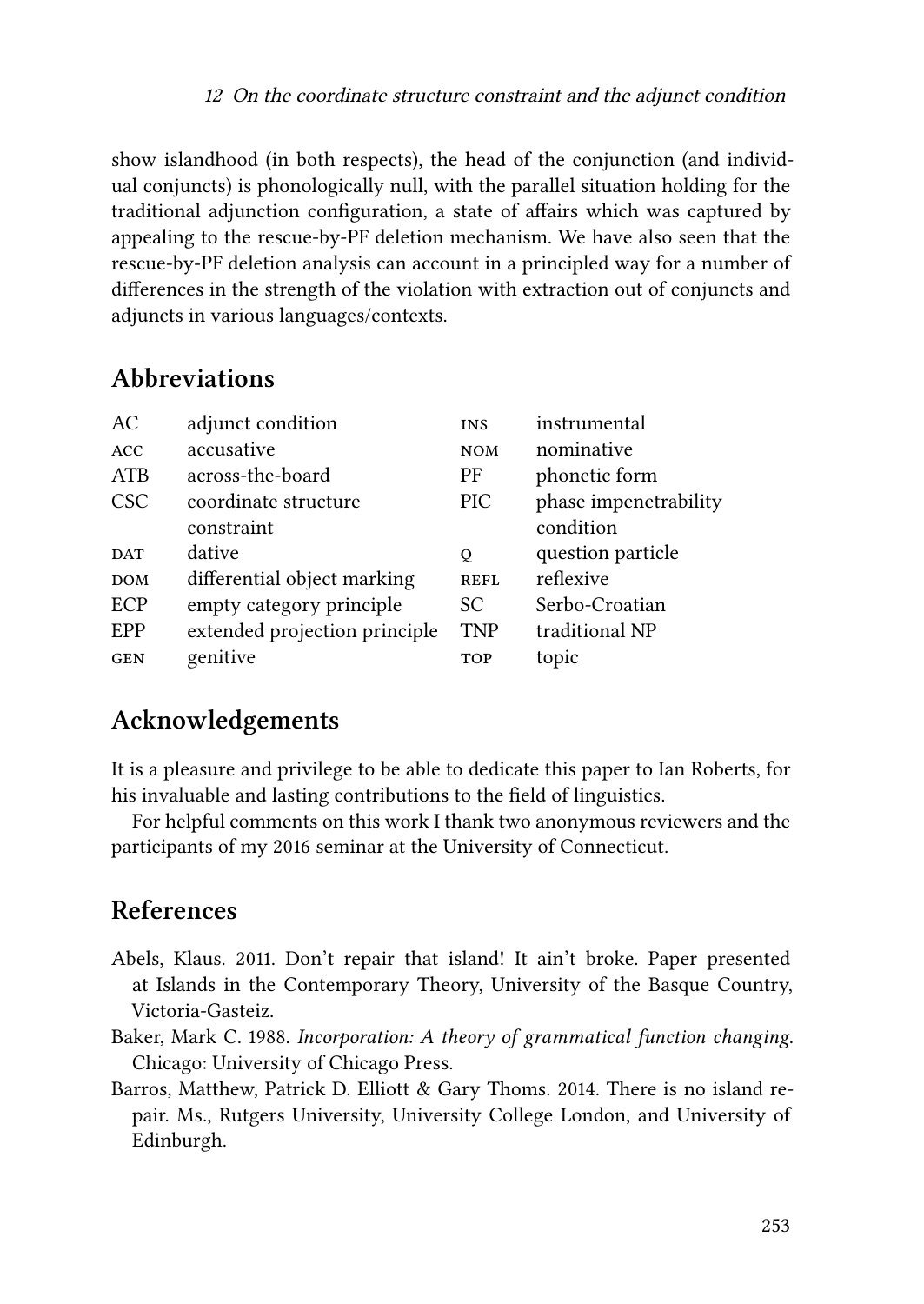show islandhood (in both respects), the head of the conjunction (and individual conjuncts) is phonologically null, with the parallel situation holding for the traditional adjunction configuration, a state of affairs which was captured by appealing to the rescue-by-PF deletion mechanism. We have also seen that the rescue-by-PF deletion analysis can account in a principled way for a number of differences in the strength of the violation with extraction out of conjuncts and adjuncts in various languages/contexts.

## Abbreviations

| | | | |
|---|---|---|---|
| AC | adjunct condition | INS | instrumental |
| ACC | accusative | NOM | nominative |
| ATB | across-the-board | PF | phonetic form |
| CSC | coordinate structure constraint | PIC | phase impenetrability condition |
| DAT | dative | Q | question particle |
| DOM | differential object marking | REFL | reflexive |
| ECP | empty category principle | SC | Serbo-Croatian |
| EPP | extended projection principle | TNP | traditional NP |
| GEN | genitive | TOP | topic |

## Acknowledgements

It is a pleasure and privilege to be able to dedicate this paper to Ian Roberts, for his invaluable and lasting contributions to the field of linguistics.

For helpful comments on this work I thank two anonymous reviewers and the participants of my 2016 seminar at the University of Connecticut.

## References

Abels, Klaus. 2011. Don't repair that island! It ain't broke. Paper presented at Islands in the Contemporary Theory, University of the Basque Country, Victoria-Gasteiz.

Baker, Mark C. 1988. *Incorporation: A theory of grammatical function changing*. Chicago: University of Chicago Press.

Barros, Matthew, Patrick D. Elliott & Gary Thoms. 2014. There is no island repair. Ms., Rutgers University, University College London, and University of Edinburgh.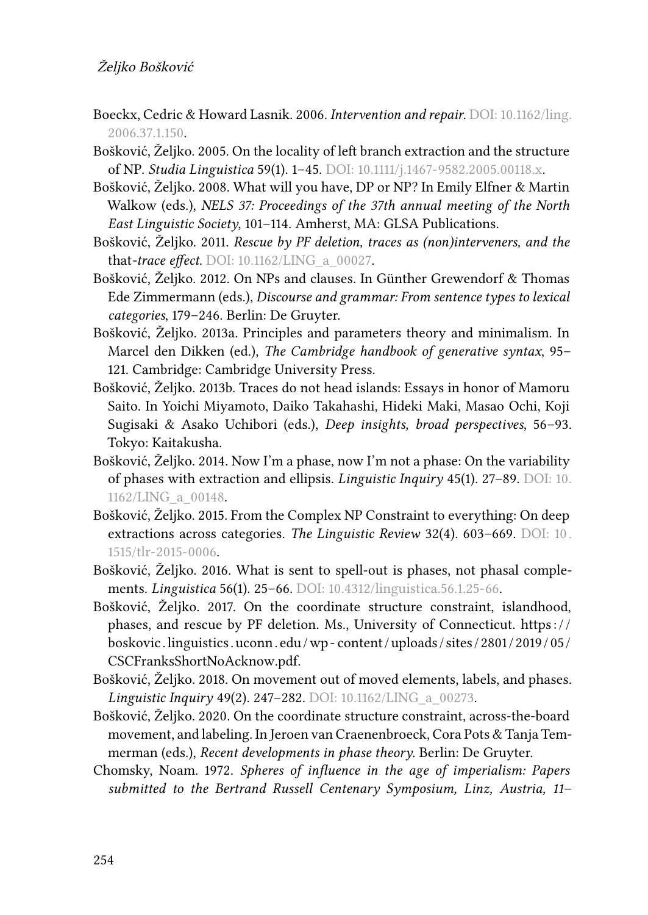Boeckx, Cedric & Howard Lasnik. 2006. *Intervention and repair*. DOI: 10.1162/ling.2006.37.1.150.

Bošković, Željko. 2005. On the locality of left branch extraction and the structure of NP. *Studia Linguistica* 59(1). 1–45. DOI: 10.1111/j.1467-9582.2005.00118.x.

Bošković, Željko. 2008. What will you have, DP or NP? In Emily Elfner & Martin Walkow (eds.), *NELS 37: Proceedings of the 37th annual meeting of the North East Linguistic Society*, 101–114. Amherst, MA: GLSA Publications.

Bošković, Željko. 2011. *Rescue by PF deletion, traces as (non)interveners, and the* that*-trace effect*. DOI: 10.1162/LING_a_00027.

Bošković, Željko. 2012. On NPs and clauses. In Günther Grewendorf & Thomas Ede Zimmermann (eds.), *Discourse and grammar: From sentence types to lexical categories*, 179–246. Berlin: De Gruyter.

Bošković, Željko. 2013a. Principles and parameters theory and minimalism. In Marcel den Dikken (ed.), *The Cambridge handbook of generative syntax*, 95–121. Cambridge: Cambridge University Press.

Bošković, Željko. 2013b. Traces do not head islands: Essays in honor of Mamoru Saito. In Yoichi Miyamoto, Daiko Takahashi, Hideki Maki, Masao Ochi, Koji Sugisaki & Asako Uchibori (eds.), *Deep insights, broad perspectives*, 56–93. Tokyo: Kaitakusha.

Bošković, Željko. 2014. Now I'm a phase, now I'm not a phase: On the variability of phases with extraction and ellipsis. *Linguistic Inquiry* 45(1). 27–89. DOI: 10.1162/LING_a_00148.

Bošković, Željko. 2015. From the Complex NP Constraint to everything: On deep extractions across categories. *The Linguistic Review* 32(4). 603–669. DOI: 10.1515/tlr-2015-0006.

Bošković, Željko. 2016. What is sent to spell-out is phases, not phasal complements. *Linguistica* 56(1). 25–66. DOI: 10.4312/linguistica.56.1.25-66.

Bošković, Željko. 2017. On the coordinate structure constraint, islandhood, phases, and rescue by PF deletion. Ms., University of Connecticut. https://boskovic.linguistics.uconn.edu/wp-content/uploads/sites/2801/2019/05/CSCFranksShortNoAcknow.pdf.

Bošković, Željko. 2018. On movement out of moved elements, labels, and phases. *Linguistic Inquiry* 49(2). 247–282. DOI: 10.1162/LING_a_00273.

Bošković, Željko. 2020. On the coordinate structure constraint, across-the-board movement, and labeling. In Jeroen van Craenenbroeck, Cora Pots & Tanja Temmerman (eds.), *Recent developments in phase theory*. Berlin: De Gruyter.

Chomsky, Noam. 1972. *Spheres of influence in the age of imperialism: Papers submitted to the Bertrand Russell Centenary Symposium, Linz, Austria, 11–*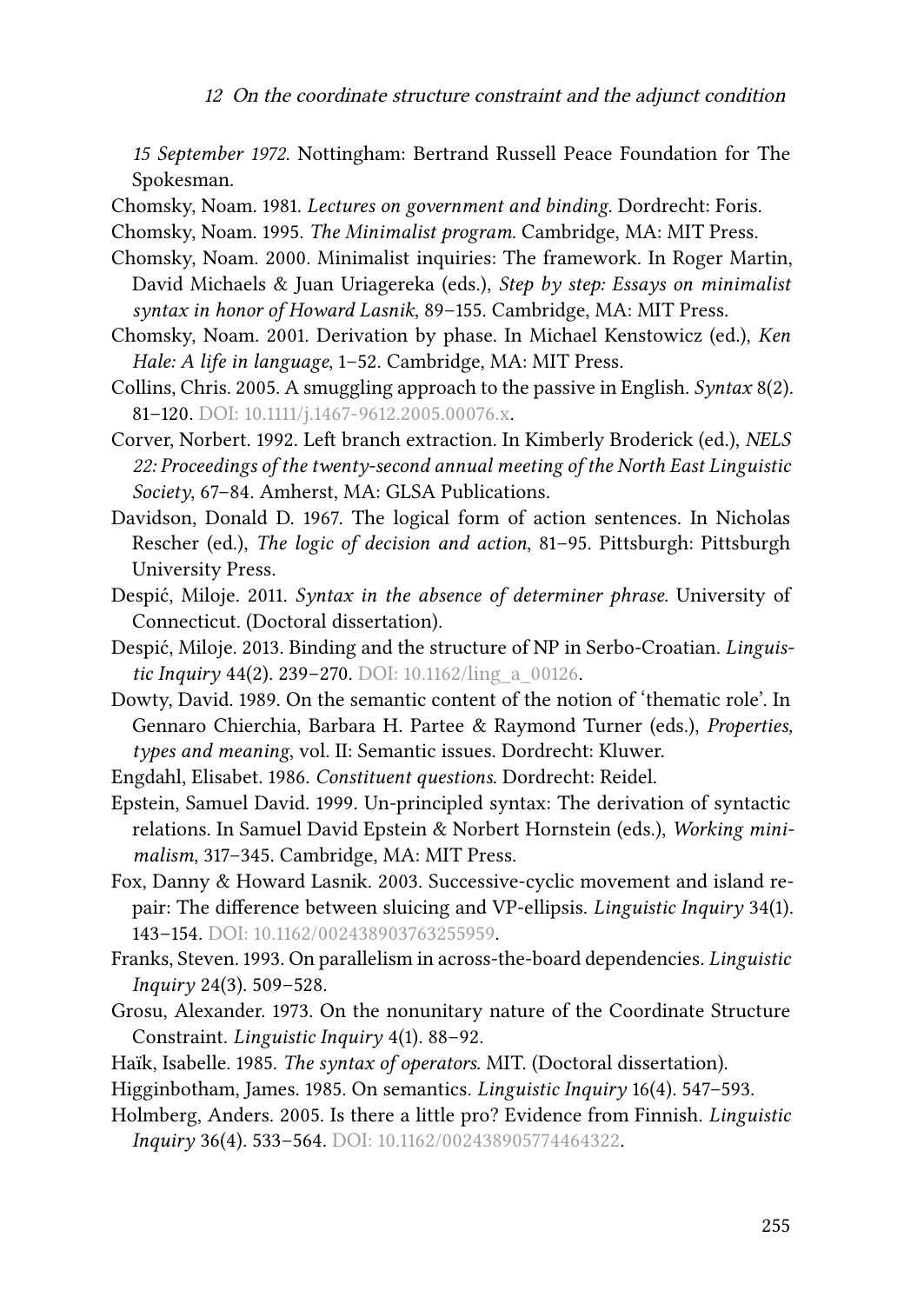*15 September 1972*. Nottingham: Bertrand Russell Peace Foundation for The Spokesman.

Chomsky, Noam. 1981. *Lectures on government and binding*. Dordrecht: Foris.

Chomsky, Noam. 1995. *The Minimalist program*. Cambridge, MA: MIT Press.

Chomsky, Noam. 2000. Minimalist inquiries: The framework. In Roger Martin, David Michaels & Juan Uriagereka (eds.), *Step by step: Essays on minimalist syntax in honor of Howard Lasnik*, 89–155. Cambridge, MA: MIT Press.

Chomsky, Noam. 2001. Derivation by phase. In Michael Kenstowicz (ed.), *Ken Hale: A life in language*, 1–52. Cambridge, MA: MIT Press.

Collins, Chris. 2005. A smuggling approach to the passive in English. *Syntax* 8(2). 81–120. DOI: 10.1111/j.1467-9612.2005.00076.x.

Corver, Norbert. 1992. Left branch extraction. In Kimberly Broderick (ed.), *NELS 22: Proceedings of the twenty-second annual meeting of the North East Linguistic Society*, 67–84. Amherst, MA: GLSA Publications.

Davidson, Donald D. 1967. The logical form of action sentences. In Nicholas Rescher (ed.), *The logic of decision and action*, 81–95. Pittsburgh: Pittsburgh University Press.

Despić, Miloje. 2011. *Syntax in the absence of determiner phrase*. University of Connecticut. (Doctoral dissertation).

Despić, Miloje. 2013. Binding and the structure of NP in Serbo-Croatian. *Linguistic Inquiry* 44(2). 239–270. DOI: 10.1162/ling_a_00126.

Dowty, David. 1989. On the semantic content of the notion of 'thematic role'. In Gennaro Chierchia, Barbara H. Partee & Raymond Turner (eds.), *Properties, types and meaning*, vol. II: Semantic issues. Dordrecht: Kluwer.

Engdahl, Elisabet. 1986. *Constituent questions*. Dordrecht: Reidel.

Epstein, Samuel David. 1999. Un-principled syntax: The derivation of syntactic relations. In Samuel David Epstein & Norbert Hornstein (eds.), *Working minimalism*, 317–345. Cambridge, MA: MIT Press.

Fox, Danny & Howard Lasnik. 2003. Successive-cyclic movement and island repair: The difference between sluicing and VP-ellipsis. *Linguistic Inquiry* 34(1). 143–154. DOI: 10.1162/002438903763255959.

Franks, Steven. 1993. On parallelism in across-the-board dependencies. *Linguistic Inquiry* 24(3). 509–528.

Grosu, Alexander. 1973. On the nonunitary nature of the Coordinate Structure Constraint. *Linguistic Inquiry* 4(1). 88–92.

Haïk, Isabelle. 1985. *The syntax of operators*. MIT. (Doctoral dissertation).

Higginbotham, James. 1985. On semantics. *Linguistic Inquiry* 16(4). 547–593.

Holmberg, Anders. 2005. Is there a little pro? Evidence from Finnish. *Linguistic Inquiry* 36(4). 533–564. DOI: 10.1162/002438905774464322.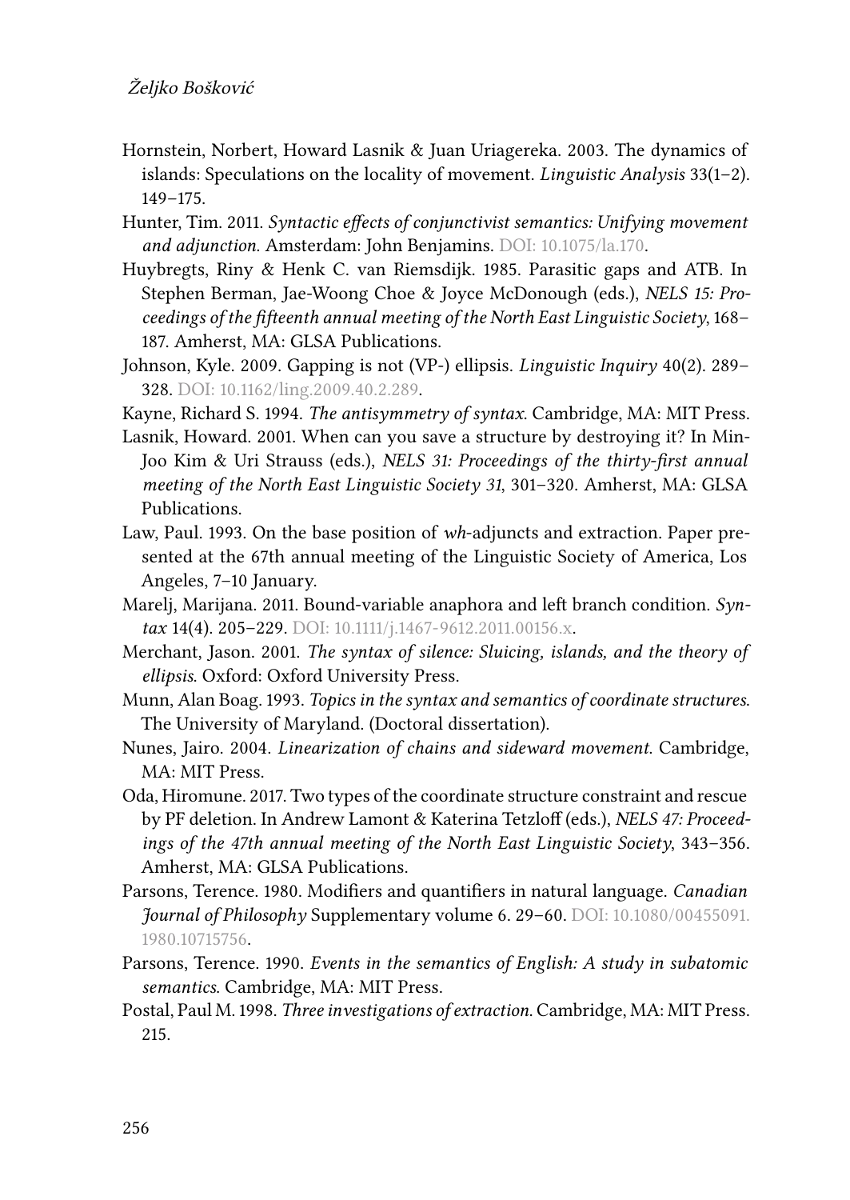Hornstein, Norbert, Howard Lasnik & Juan Uriagereka. 2003. The dynamics of islands: Speculations on the locality of movement. *Linguistic Analysis* 33(1–2). 149–175.

Hunter, Tim. 2011. *Syntactic effects of conjunctivist semantics: Unifying movement and adjunction*. Amsterdam: John Benjamins. DOI: 10.1075/la.170.

Huybregts, Riny & Henk C. van Riemsdijk. 1985. Parasitic gaps and ATB. In Stephen Berman, Jae-Woong Choe & Joyce McDonough (eds.), *NELS 15: Proceedings of the fifteenth annual meeting of the North East Linguistic Society*, 168–187. Amherst, MA: GLSA Publications.

Johnson, Kyle. 2009. Gapping is not (VP-) ellipsis. *Linguistic Inquiry* 40(2). 289–328. DOI: 10.1162/ling.2009.40.2.289.

Kayne, Richard S. 1994. *The antisymmetry of syntax*. Cambridge, MA: MIT Press.

Lasnik, Howard. 2001. When can you save a structure by destroying it? In Min-Joo Kim & Uri Strauss (eds.), *NELS 31: Proceedings of the thirty-first annual meeting of the North East Linguistic Society 31*, 301–320. Amherst, MA: GLSA Publications.

Law, Paul. 1993. On the base position of *wh*-adjuncts and extraction. Paper presented at the 67th annual meeting of the Linguistic Society of America, Los Angeles, 7–10 January.

Marelj, Marijana. 2011. Bound-variable anaphora and left branch condition. *Syntax* 14(4). 205–229. DOI: 10.1111/j.1467-9612.2011.00156.x.

Merchant, Jason. 2001. *The syntax of silence: Sluicing, islands, and the theory of ellipsis*. Oxford: Oxford University Press.

Munn, Alan Boag. 1993. *Topics in the syntax and semantics of coordinate structures*. The University of Maryland. (Doctoral dissertation).

Nunes, Jairo. 2004. *Linearization of chains and sideward movement*. Cambridge, MA: MIT Press.

Oda, Hiromune. 2017. Two types of the coordinate structure constraint and rescue by PF deletion. In Andrew Lamont & Katerina Tetzloff (eds.), *NELS 47: Proceedings of the 47th annual meeting of the North East Linguistic Society*, 343–356. Amherst, MA: GLSA Publications.

Parsons, Terence. 1980. Modifiers and quantifiers in natural language. *Canadian Journal of Philosophy* Supplementary volume 6. 29–60. DOI: 10.1080/00455091.1980.10715756.

Parsons, Terence. 1990. *Events in the semantics of English: A study in subatomic semantics*. Cambridge, MA: MIT Press.

Postal, Paul M. 1998. *Three investigations of extraction*. Cambridge, MA: MIT Press. 215.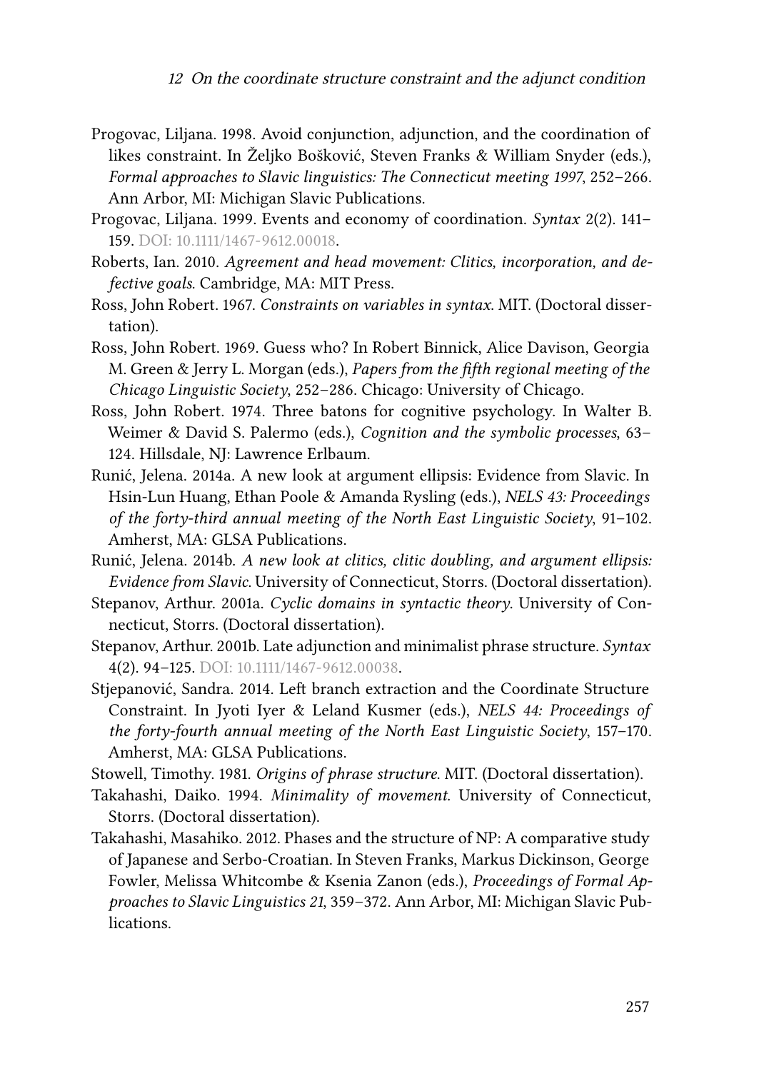Progovac, Liljana. 1998. Avoid conjunction, adjunction, and the coordination of likes constraint. In Željko Bošković, Steven Franks & William Snyder (eds.), *Formal approaches to Slavic linguistics: The Connecticut meeting 1997*, 252–266. Ann Arbor, MI: Michigan Slavic Publications.

Progovac, Liljana. 1999. Events and economy of coordination. *Syntax* 2(2). 141–159. DOI: 10.1111/1467-9612.00018.

Roberts, Ian. 2010. *Agreement and head movement: Clitics, incorporation, and defective goals*. Cambridge, MA: MIT Press.

Ross, John Robert. 1967. *Constraints on variables in syntax*. MIT. (Doctoral dissertation).

Ross, John Robert. 1969. Guess who? In Robert Binnick, Alice Davison, Georgia M. Green & Jerry L. Morgan (eds.), *Papers from the fifth regional meeting of the Chicago Linguistic Society*, 252–286. Chicago: University of Chicago.

Ross, John Robert. 1974. Three batons for cognitive psychology. In Walter B. Weimer & David S. Palermo (eds.), *Cognition and the symbolic processes*, 63–124. Hillsdale, NJ: Lawrence Erlbaum.

Runić, Jelena. 2014a. A new look at argument ellipsis: Evidence from Slavic. In Hsin-Lun Huang, Ethan Poole & Amanda Rysling (eds.), *NELS 43: Proceedings of the forty-third annual meeting of the North East Linguistic Society*, 91–102. Amherst, MA: GLSA Publications.

Runić, Jelena. 2014b. *A new look at clitics, clitic doubling, and argument ellipsis: Evidence from Slavic*. University of Connecticut, Storrs. (Doctoral dissertation).

Stepanov, Arthur. 2001a. *Cyclic domains in syntactic theory*. University of Connecticut, Storrs. (Doctoral dissertation).

Stepanov, Arthur. 2001b. Late adjunction and minimalist phrase structure. *Syntax* 4(2). 94–125. DOI: 10.1111/1467-9612.00038.

Stjepanović, Sandra. 2014. Left branch extraction and the Coordinate Structure Constraint. In Jyoti Iyer & Leland Kusmer (eds.), *NELS 44: Proceedings of the forty-fourth annual meeting of the North East Linguistic Society*, 157–170. Amherst, MA: GLSA Publications.

Stowell, Timothy. 1981. *Origins of phrase structure*. MIT. (Doctoral dissertation).

Takahashi, Daiko. 1994. *Minimality of movement*. University of Connecticut, Storrs. (Doctoral dissertation).

Takahashi, Masahiko. 2012. Phases and the structure of NP: A comparative study of Japanese and Serbo-Croatian. In Steven Franks, Markus Dickinson, George Fowler, Melissa Whitcombe & Ksenia Zanon (eds.), *Proceedings of Formal Approaches to Slavic Linguistics 21*, 359–372. Ann Arbor, MI: Michigan Slavic Publications.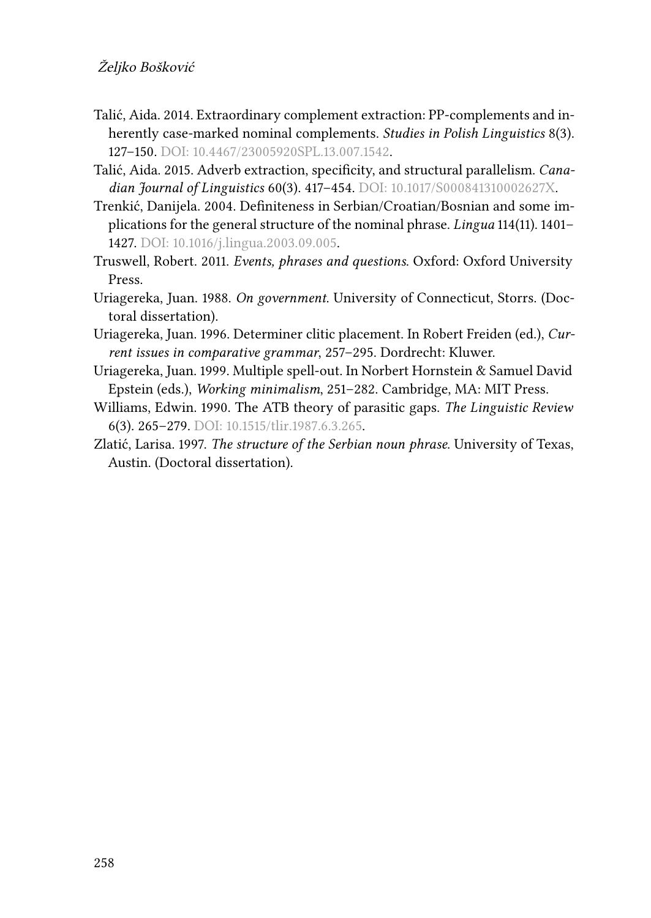Talić, Aida. 2014. Extraordinary complement extraction: PP-complements and inherently case-marked nominal complements. *Studies in Polish Linguistics* 8(3). 127–150. DOI: 10.4467/23005920SPL.13.007.1542.

Talić, Aida. 2015. Adverb extraction, specificity, and structural parallelism. *Canadian Journal of Linguistics* 60(3). 417–454. DOI: 10.1017/S000841310002627X.

Trenkić, Danijela. 2004. Definiteness in Serbian/Croatian/Bosnian and some implications for the general structure of the nominal phrase. *Lingua* 114(11). 1401–1427. DOI: 10.1016/j.lingua.2003.09.005.

Truswell, Robert. 2011. *Events, phrases and questions*. Oxford: Oxford University Press.

Uriagereka, Juan. 1988. *On government*. University of Connecticut, Storrs. (Doctoral dissertation).

Uriagereka, Juan. 1996. Determiner clitic placement. In Robert Freiden (ed.), *Current issues in comparative grammar*, 257–295. Dordrecht: Kluwer.

Uriagereka, Juan. 1999. Multiple spell-out. In Norbert Hornstein & Samuel David Epstein (eds.), *Working minimalism*, 251–282. Cambridge, MA: MIT Press.

Williams, Edwin. 1990. The ATB theory of parasitic gaps. *The Linguistic Review* 6(3). 265–279. DOI: 10.1515/tlir.1987.6.3.265.

Zlatić, Larisa. 1997. *The structure of the Serbian noun phrase*. University of Texas, Austin. (Doctoral dissertation).